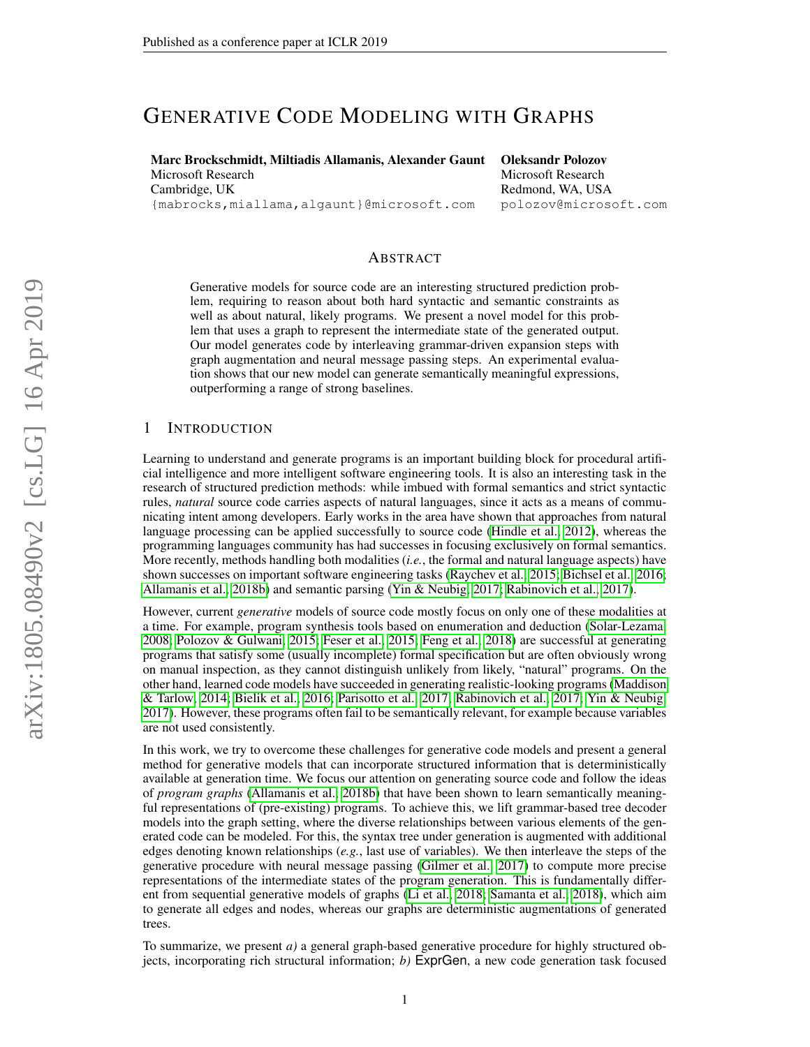# Generative Code Modeling with Graphs

**Marc Brockschmidt, Miltiadis Allamanis, Alexander Gaunt**
Microsoft Research
Cambridge, UK
{mabrocks,miallama,algaunt}@microsoft.com

**Oleksandr Polozov**
Microsoft Research
Redmond, WA, USA
polozov@microsoft.com

## Abstract

Generative models for source code are an interesting structured prediction problem, requiring to reason about both hard syntactic and semantic constraints as well as about natural, likely programs. We present a novel model for this problem that uses a graph to represent the intermediate state of the generated output. Our model generates code by interleaving grammar-driven expansion steps with graph augmentation and neural message passing steps. An experimental evaluation shows that our new model can generate semantically meaningful expressions, outperforming a range of strong baselines.

## 1 Introduction

Learning to understand and generate programs is an important building block for procedural artificial intelligence and more intelligent software engineering tools. It is also an interesting task in the research of structured prediction methods: while imbued with formal semantics and strict syntactic rules, *natural* source code carries aspects of natural languages, since it acts as a means of communicating intent among developers. Early works in the area have shown that approaches from natural language processing can be applied successfully to source code (Hindle et al., 2012), whereas the programming languages community has had successes in focusing exclusively on formal semantics. More recently, methods handling both modalities (*i.e.*, the formal and natural language aspects) have shown successes on important software engineering tasks (Raychev et al., 2015; Bichsel et al., 2016; Allamanis et al., 2018b) and semantic parsing (Yin & Neubig, 2017; Rabinovich et al., 2017).

However, current *generative* models of source code mostly focus on only one of these modalities at a time. For example, program synthesis tools based on enumeration and deduction (Solar-Lezama, 2008; Polozov & Gulwani, 2015; Feser et al., 2015; Feng et al., 2018) are successful at generating programs that satisfy some (usually incomplete) formal specification but are often obviously wrong on manual inspection, as they cannot distinguish unlikely from likely, "natural" programs. On the other hand, learned code models have succeeded in generating realistic-looking programs (Maddison & Tarlow, 2014; Bielik et al., 2016; Parisotto et al., 2017; Rabinovich et al., 2017; Yin & Neubig, 2017). However, these programs often fail to be semantically relevant, for example because variables are not used consistently.

In this work, we try to overcome these challenges for generative code models and present a general method for generative models that can incorporate structured information that is deterministically available at generation time. We focus our attention on generating source code and follow the ideas of *program graphs* (Allamanis et al., 2018b) that have been shown to learn semantically meaningful representations of (pre-existing) programs. To achieve this, we lift grammar-based tree decoder models into the graph setting, where the diverse relationships between various elements of the generated code can be modeled. For this, the syntax tree under generation is augmented with additional edges denoting known relationships (*e.g.*, last use of variables). We then interleave the steps of the generative procedure with neural message passing (Gilmer et al., 2017) to compute more precise representations of the intermediate states of the program generation. This is fundamentally different from sequential generative models of graphs (Li et al., 2018; Samanta et al., 2018), which aim to generate all edges and nodes, whereas our graphs are deterministic augmentations of generated trees.

To summarize, we present *a)* a general graph-based generative procedure for highly structured objects, incorporating rich structural information; *b)* ExprGen, a new code generation task focused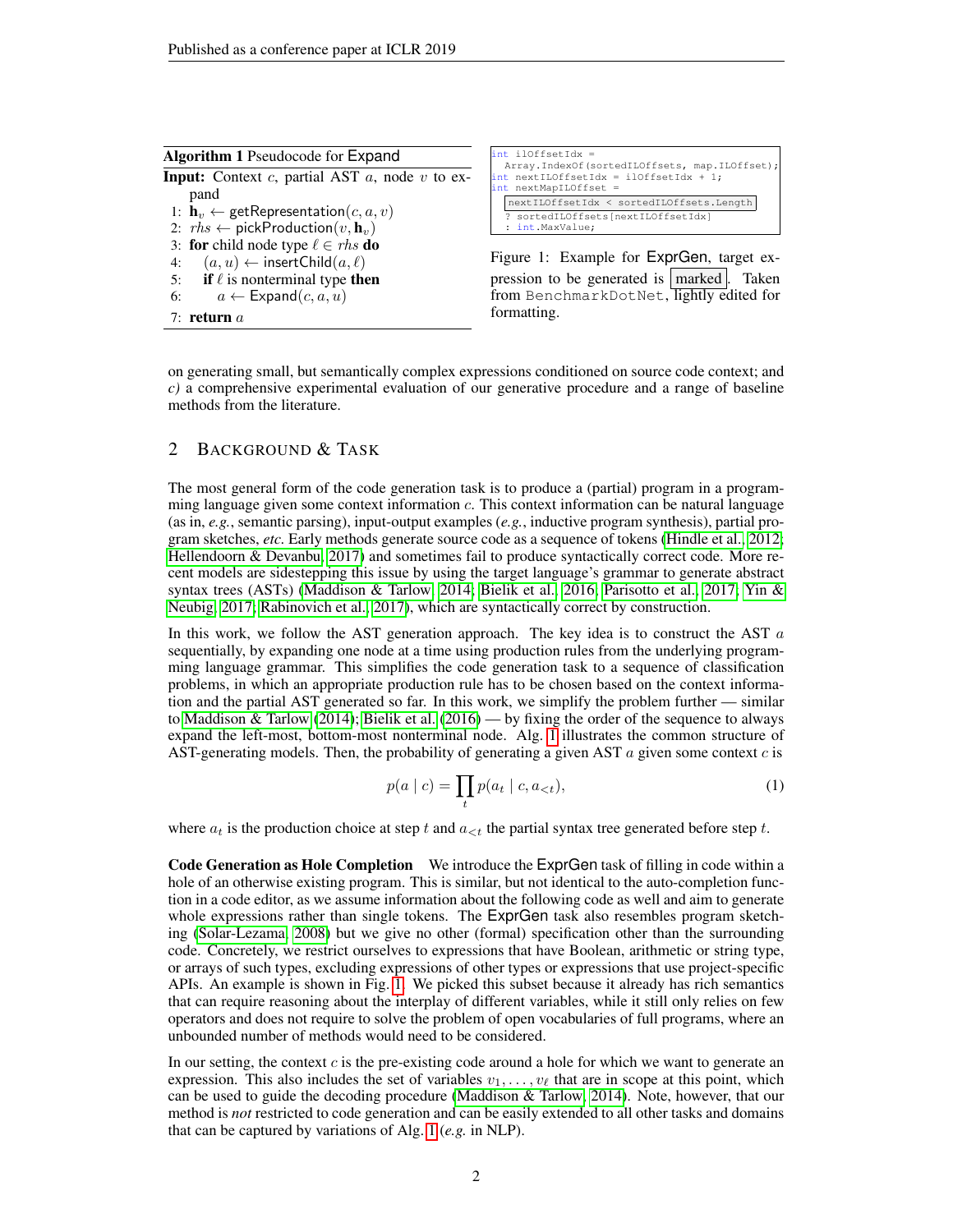**Algorithm 1** Pseudocode for Expand

**Input:** Context $c$, partial AST $a$, node $v$ to expand

1: $\mathbf{h}_v \leftarrow$ getRepresentation$(c, a, v)$
2: $rhs \leftarrow$ pickProduction$(v, \mathbf{h}_v)$
3: **for** child node type $\ell \in rhs$ **do**
4: $\quad (a, u) \leftarrow$ insertChild$(a, \ell)$
5: $\quad$ **if** $\ell$ is nonterminal type **then**
6: $\quad\quad a \leftarrow$ Expand$(c, a, u)$
7: **return** $a$

```
int ilOffsetIdx =
  Array.IndexOf(sortedILOffsets, map.ILOffset);
int nextILOffsetIdx = ilOffsetIdx + 1;
int nextMapILOffset =
  nextILOffsetIdx < sortedILOffsets.Length
  ? sortedILOffsets[nextILOffsetIdx]
  : int.MaxValue;
```

Figure 1: Example for ExprGen, target expression to be generated is marked. Taken from `BenchmarkDotNet`, lightly edited for formatting.

on generating small, but semantically complex expressions conditioned on source code context; and *c)* a comprehensive experimental evaluation of our generative procedure and a range of baseline methods from the literature.

## 2 Background & Task

The most general form of the code generation task is to produce a (partial) program in a programming language given some context information $c$. This context information can be natural language (as in, *e.g.*, semantic parsing), input-output examples (*e.g.*, inductive program synthesis), partial program sketches, *etc.* Early methods generate source code as a sequence of tokens (Hindle et al., 2012; Hellendoorn & Devanbu, 2017) and sometimes fail to produce syntactically correct code. More recent models are sidestepping this issue by using the target language's grammar to generate abstract syntax trees (ASTs) (Maddison & Tarlow, 2014; Bielik et al., 2016; Parisotto et al., 2017; Yin & Neubig, 2017; Rabinovich et al., 2017), which are syntactically correct by construction.

In this work, we follow the AST generation approach. The key idea is to construct the AST $a$ sequentially, by expanding one node at a time using production rules from the underlying programming language grammar. This simplifies the code generation task to a sequence of classification problems, in which an appropriate production rule has to be chosen based on the context information and the partial AST generated so far. In this work, we simplify the problem further — similar to Maddison & Tarlow (2014); Bielik et al. (2016) — by fixing the order of the sequence to always expand the left-most, bottom-most nonterminal node. Alg. 1 illustrates the common structure of AST-generating models. Then, the probability of generating a given AST $a$ given some context $c$ is

$$p(a \mid c) = \prod_t p(a_t \mid c, a_{<t}), \tag{1}$$

where $a_t$ is the production choice at step $t$ and $a_{<t}$ the partial syntax tree generated before step $t$.

**Code Generation as Hole Completion** We introduce the ExprGen task of filling in code within a hole of an otherwise existing program. This is similar, but not identical to the auto-completion function in a code editor, as we assume information about the following code as well and aim to generate whole expressions rather than single tokens. The ExprGen task also resembles program sketching (Solar-Lezama, 2008) but we give no other (formal) specification other than the surrounding code. Concretely, we restrict ourselves to expressions that have Boolean, arithmetic or string type, or arrays of such types, excluding expressions of other types or expressions that use project-specific APIs. An example is shown in Fig. 1. We picked this subset because it already has rich semantics that can require reasoning about the interplay of different variables, while it still only relies on few operators and does not require to solve the problem of open vocabularies of full programs, where an unbounded number of methods would need to be considered.

In our setting, the context $c$ is the pre-existing code around a hole for which we want to generate an expression. This also includes the set of variables $v_1, \ldots, v_\ell$ that are in scope at this point, which can be used to guide the decoding procedure (Maddison & Tarlow, 2014). Note, however, that our method is *not* restricted to code generation and can be easily extended to all other tasks and domains that can be captured by variations of Alg. 1 (*e.g.* in NLP).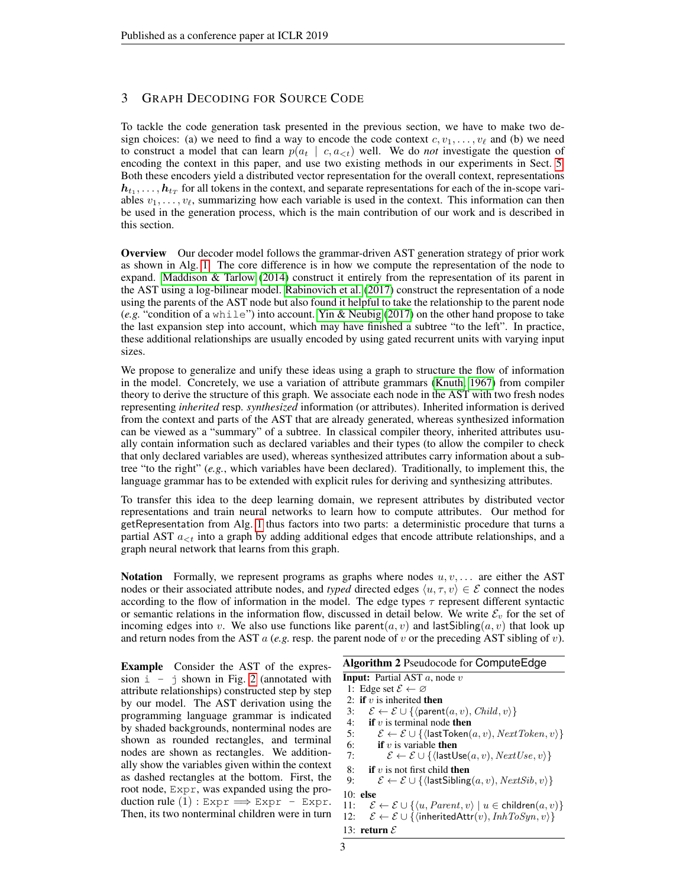## 3 Graph Decoding for Source Code

To tackle the code generation task presented in the previous section, we have to make two design choices: (a) we need to find a way to encode the code context $c, v_1, \ldots, v_\ell$ and (b) we need to construct a model that can learn $p(a_t \mid c, a_{<t})$ well. We do *not* investigate the question of encoding the context in this paper, and use two existing methods in our experiments in Sect. 5. Both these encoders yield a distributed vector representation for the overall context, representations $\boldsymbol{h}_{t_1}, \ldots, \boldsymbol{h}_{t_T}$ for all tokens in the context, and separate representations for each of the in-scope variables $v_1, \ldots, v_\ell$, summarizing how each variable is used in the context. This information can then be used in the generation process, which is the main contribution of our work and is described in this section.

**Overview** Our decoder model follows the grammar-driven AST generation strategy of prior work as shown in Alg. 1. The core difference is in how we compute the representation of the node to expand. Maddison & Tarlow (2014) construct it entirely from the representation of its parent in the AST using a log-bilinear model. Rabinovich et al. (2017) construct the representation of a node using the parents of the AST node but also found it helpful to take the relationship to the parent node (*e.g.* "condition of a `while`") into account. Yin & Neubig (2017) on the other hand propose to take the last expansion step into account, which may have finished a subtree "to the left". In practice, these additional relationships are usually encoded by using gated recurrent units with varying input sizes.

We propose to generalize and unify these ideas using a graph to structure the flow of information in the model. Concretely, we use a variation of attribute grammars (Knuth, 1967) from compiler theory to derive the structure of this graph. We associate each node in the AST with two fresh nodes representing *inherited* resp. *synthesized* information (or attributes). Inherited information is derived from the context and parts of the AST that are already generated, whereas synthesized information can be viewed as a "summary" of a subtree. In classical compiler theory, inherited attributes usually contain information such as declared variables and their types (to allow the compiler to check that only declared variables are used), whereas synthesized attributes carry information about a subtree "to the right" (*e.g.*, which variables have been declared). Traditionally, to implement this, the language grammar has to be extended with explicit rules for deriving and synthesizing attributes.

To transfer this idea to the deep learning domain, we represent attributes by distributed vector representations and train neural networks to learn how to compute attributes. Our method for getRepresentation from Alg. 1 thus factors into two parts: a deterministic procedure that turns a partial AST $a_{<t}$ into a graph by adding additional edges that encode attribute relationships, and a graph neural network that learns from this graph.

**Notation** Formally, we represent programs as graphs where nodes $u, v, \ldots$ are either the AST nodes or their associated attribute nodes, and *typed* directed edges $\langle u, \tau, v\rangle \in \mathcal{E}$ connect the nodes according to the flow of information in the model. The edge types $\tau$ represent different syntactic or semantic relations in the information flow, discussed in detail below. We write $\mathcal{E}_v$ for the set of incoming edges into $v$. We also use functions like $\mathsf{parent}(a, v)$ and $\mathsf{lastSibling}(a, v)$ that look up and return nodes from the AST $a$ (*e.g.* resp. the parent node of $v$ or the preceding AST sibling of $v$).

**Example** Consider the AST of the expression `i - j` shown in Fig. 2 (annotated with attribute relationships) constructed step by step by our model. The AST derivation using the programming language grammar is indicated by shaded backgrounds, nonterminal nodes are shown as rounded rectangles, and terminal nodes are shown as rectangles. We additionally show the variables given within the context as dashed rectangles at the bottom. First, the root node, `Expr`, was expanded using the production rule (1) : `Expr` $\Longrightarrow$ `Expr - Expr`. Then, its two nonterminal children were in turn

**Algorithm 2** Pseudocode for ComputeEdge

**Input:** Partial AST $a$, node $v$

1: Edge set $\mathcal{E} \leftarrow \varnothing$
2: **if** $v$ is inherited **then**
3: $\quad\mathcal{E} \leftarrow \mathcal{E} \cup \{\langle \mathsf{parent}(a, v), \mathit{Child}, v\rangle\}$
4: $\quad$**if** $v$ is terminal node **then**
5: $\quad\quad\mathcal{E} \leftarrow \mathcal{E} \cup \{\langle \mathsf{lastToken}(a, v), \mathit{NextToken}, v\rangle\}$
6: $\quad\quad$**if** $v$ is variable **then**
7: $\quad\quad\quad\mathcal{E} \leftarrow \mathcal{E} \cup \{\langle \mathsf{lastUse}(a, v), \mathit{NextUse}, v\rangle\}$
8: $\quad$**if** $v$ is not first child **then**
9: $\quad\quad\mathcal{E} \leftarrow \mathcal{E} \cup \{\langle \mathsf{lastSibling}(a, v), \mathit{NextSib}, v\rangle\}$
10: **else**
11: $\quad\mathcal{E} \leftarrow \mathcal{E} \cup \{\langle u, \mathit{Parent}, v\rangle \mid u \in \mathsf{children}(a, v)\}$
12: $\quad\mathcal{E} \leftarrow \mathcal{E} \cup \{\langle \mathsf{inheritedAttr}(v), \mathit{InhToSyn}, v\rangle\}$
13: **return** $\mathcal{E}$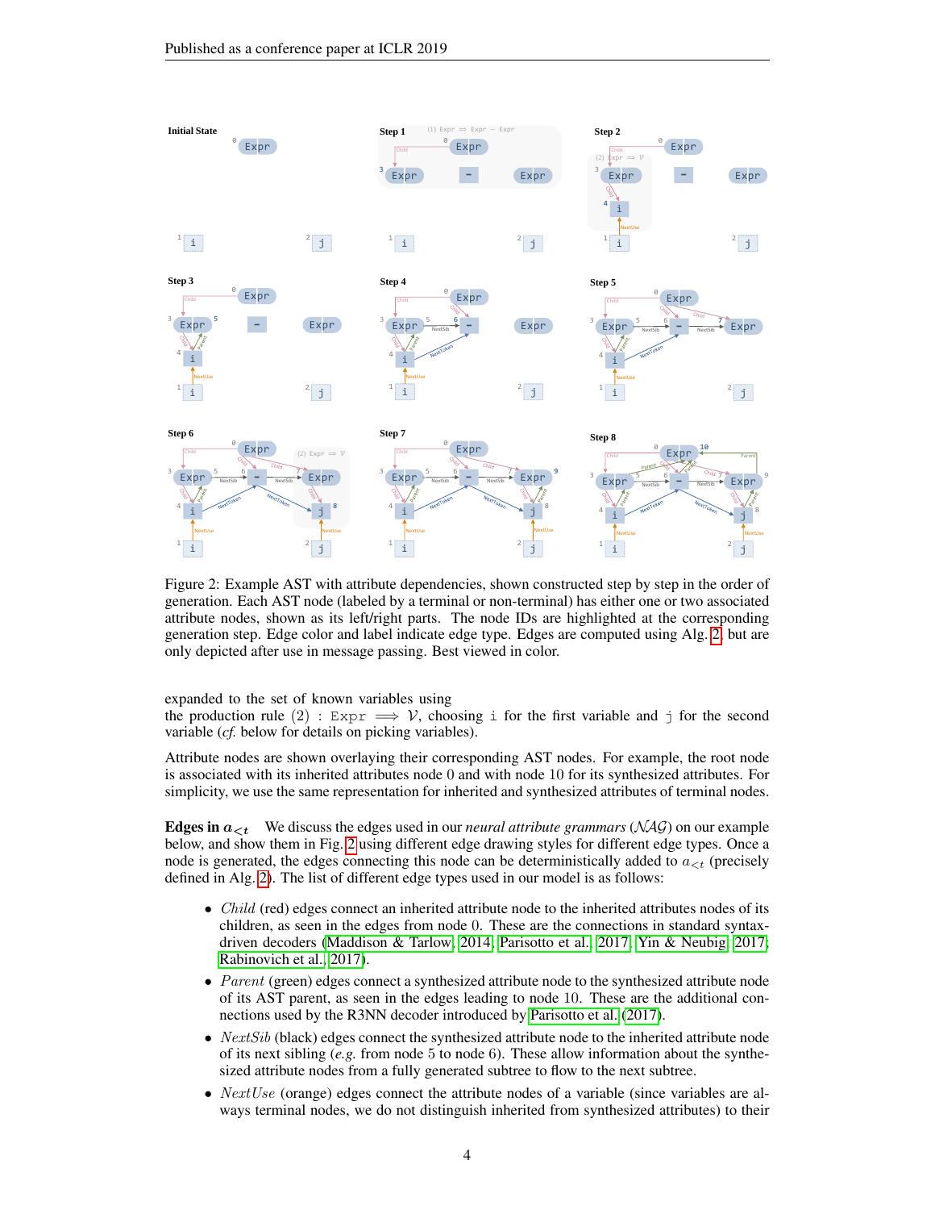Figure 2: Example AST with attribute dependencies, shown constructed step by step in the order of generation. Each AST node (labeled by a terminal or non-terminal) has either one or two associated attribute nodes, shown as its left/right parts. The node IDs are highlighted at the corresponding generation step. Edge color and label indicate edge type. Edges are computed using Alg. 2, but are only depicted after use in message passing. Best viewed in color.

expanded to the set of known variables using the production rule (2) : `Expr` $\Longrightarrow \mathcal{V}$, choosing `i` for the first variable and `j` for the second variable (*cf.* below for details on picking variables).

Attribute nodes are shown overlaying their corresponding AST nodes. For example, the root node is associated with its inherited attributes node 0 and with node 10 for its synthesized attributes. For simplicity, we use the same representation for inherited and synthesized attributes of terminal nodes.

**Edges in $a_{<t}$** We discuss the edges used in our *neural attribute grammars* ($\mathcal{NAG}$) on our example below, and show them in Fig. 2 using different edge drawing styles for different edge types. Once a node is generated, the edges connecting this node can be deterministically added to $a_{<t}$ (precisely defined in Alg. 2). The list of different edge types used in our model is as follows:

- *Child* (red) edges connect an inherited attribute node to the inherited attributes nodes of its children, as seen in the edges from node 0. These are the connections in standard syntax-driven decoders (Maddison & Tarlow, 2014; Parisotto et al., 2017; Yin & Neubig, 2017; Rabinovich et al., 2017).
- *Parent* (green) edges connect a synthesized attribute node to the synthesized attribute node of its AST parent, as seen in the edges leading to node 10. These are the additional connections used by the R3NN decoder introduced by Parisotto et al. (2017).
- *NextSib* (black) edges connect the synthesized attribute node to the inherited attribute node of its next sibling (*e.g.* from node 5 to node 6). These allow information about the synthesized attribute nodes from a fully generated subtree to flow to the next subtree.
- *NextUse* (orange) edges connect the attribute nodes of a variable (since variables are always terminal nodes, we do not distinguish inherited from synthesized attributes) to their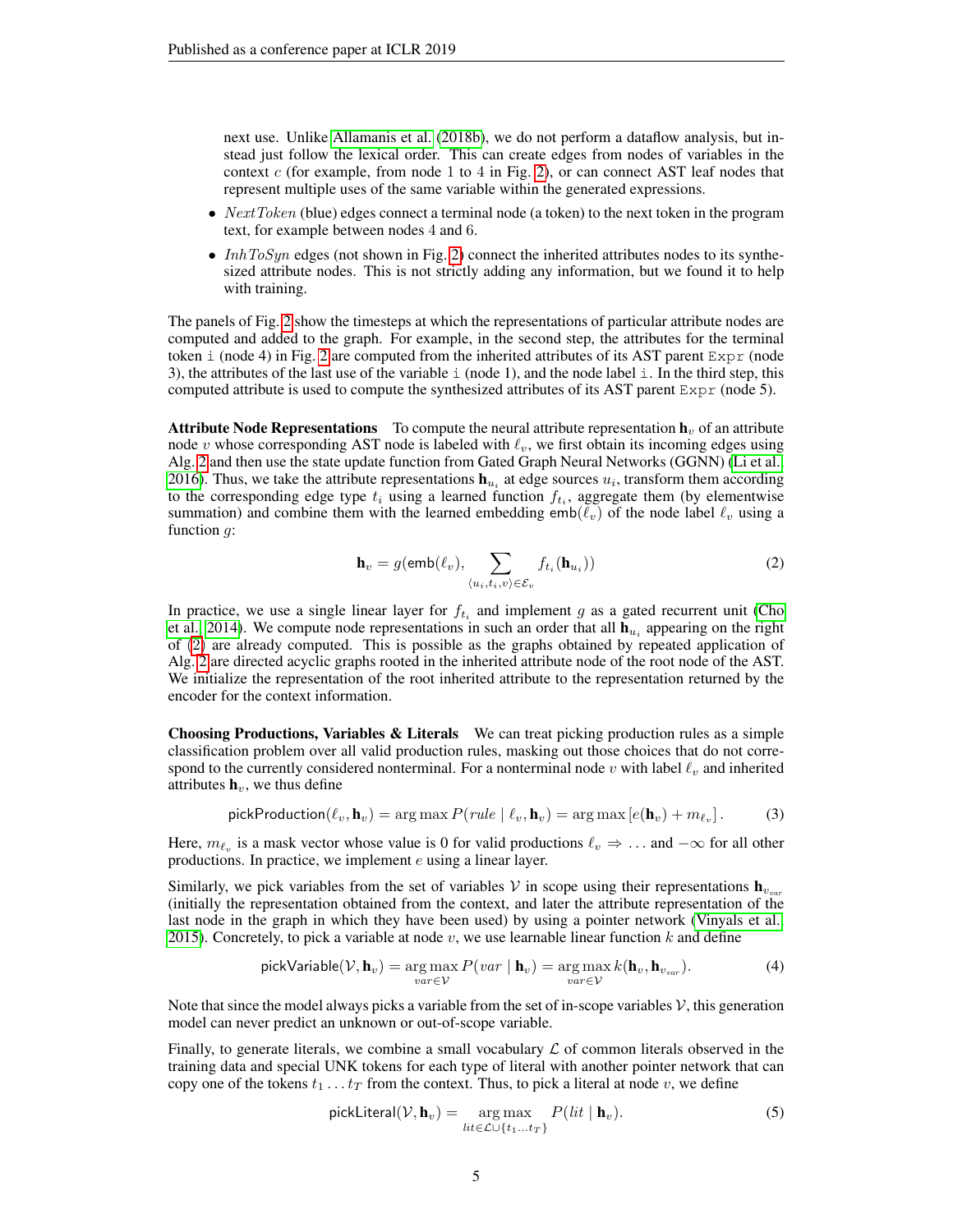next use. Unlike Allamanis et al. (2018b), we do not perform a dataflow analysis, but instead just follow the lexical order. This can create edges from nodes of variables in the context $c$ (for example, from node 1 to 4 in Fig. 2), or can connect AST leaf nodes that represent multiple uses of the same variable within the generated expressions.

- *NextToken* (blue) edges connect a terminal node (a token) to the next token in the program text, for example between nodes 4 and 6.
- *InhToSyn* edges (not shown in Fig. 2) connect the inherited attributes nodes to its synthesized attribute nodes. This is not strictly adding any information, but we found it to help with training.

The panels of Fig. 2 show the timesteps at which the representations of particular attribute nodes are computed and added to the graph. For example, in the second step, the attributes for the terminal token `i` (node 4) in Fig. 2 are computed from the inherited attributes of its AST parent `Expr` (node 3), the attributes of the last use of the variable `i` (node 1), and the node label `i`. In the third step, this computed attribute is used to compute the synthesized attributes of its AST parent `Expr` (node 5).

**Attribute Node Representations** To compute the neural attribute representation $\mathbf{h}_v$ of an attribute node $v$ whose corresponding AST node is labeled with $\ell_v$, we first obtain its incoming edges using Alg. 2 and then use the state update function from Gated Graph Neural Networks (GGNN) (Li et al. 2016). Thus, we take the attribute representations $\mathbf{h}_{u_i}$ at edge sources $u_i$, transform them according to the corresponding edge type $t_i$ using a learned function $f_{t_i}$, aggregate them (by elementwise summation) and combine them with the learned embedding $\mathsf{emb}(\ell_v)$ of the node label $\ell_v$ using a function $g$:

$$\mathbf{h}_v = g(\mathsf{emb}(\ell_v), \sum_{\langle u_i, t_i, v\rangle \in \mathcal{E}_v} f_{t_i}(\mathbf{h}_{u_i})) \tag{2}$$

In practice, we use a single linear layer for $f_{t_i}$ and implement $g$ as a gated recurrent unit (Cho et al., 2014). We compute node representations in such an order that all $\mathbf{h}_{u_i}$ appearing on the right of (2) are already computed. This is possible as the graphs obtained by repeated application of Alg. 2 are directed acyclic graphs rooted in the inherited attribute node of the root node of the AST. We initialize the representation of the root inherited attribute to the representation returned by the encoder for the context information.

**Choosing Productions, Variables & Literals** We can treat picking production rules as a simple classification problem over all valid production rules, masking out those choices that do not correspond to the currently considered nonterminal. For a nonterminal node $v$ with label $\ell_v$ and inherited attributes $\mathbf{h}_v$, we thus define

$$\mathsf{pickProduction}(\ell_v, \mathbf{h}_v) = \arg\max P(rule \mid \ell_v, \mathbf{h}_v) = \arg\max\left[e(\mathbf{h}_v) + m_{\ell_v}\right]. \tag{3}$$

Here, $m_{\ell_v}$ is a mask vector whose value is 0 for valid productions $\ell_v \Rightarrow \ldots$ and $-\infty$ for all other productions. In practice, we implement $e$ using a linear layer.

Similarly, we pick variables from the set of variables $\mathcal{V}$ in scope using their representations $\mathbf{h}_{v_{var}}$ (initially the representation obtained from the context, and later the attribute representation of the last node in the graph in which they have been used) by using a pointer network (Vinyals et al. 2015). Concretely, to pick a variable at node $v$, we use learnable linear function $k$ and define

$$\mathsf{pickVariable}(\mathcal{V}, \mathbf{h}_v) = \underset{var \in \mathcal{V}}{\arg\max}\, P(var \mid \mathbf{h}_v) = \underset{var \in \mathcal{V}}{\arg\max}\, k(\mathbf{h}_v, \mathbf{h}_{v_{var}}). \tag{4}$$

Note that since the model always picks a variable from the set of in-scope variables $\mathcal{V}$, this generation model can never predict an unknown or out-of-scope variable.

Finally, to generate literals, we combine a small vocabulary $\mathcal{L}$ of common literals observed in the training data and special UNK tokens for each type of literal with another pointer network that can copy one of the tokens $t_1 \ldots t_T$ from the context. Thus, to pick a literal at node $v$, we define

$$\mathsf{pickLiteral}(\mathcal{V}, \mathbf{h}_v) = \underset{lit \in \mathcal{L} \cup \{t_1 \ldots t_T\}}{\arg\max}\, P(lit \mid \mathbf{h}_v). \tag{5}$$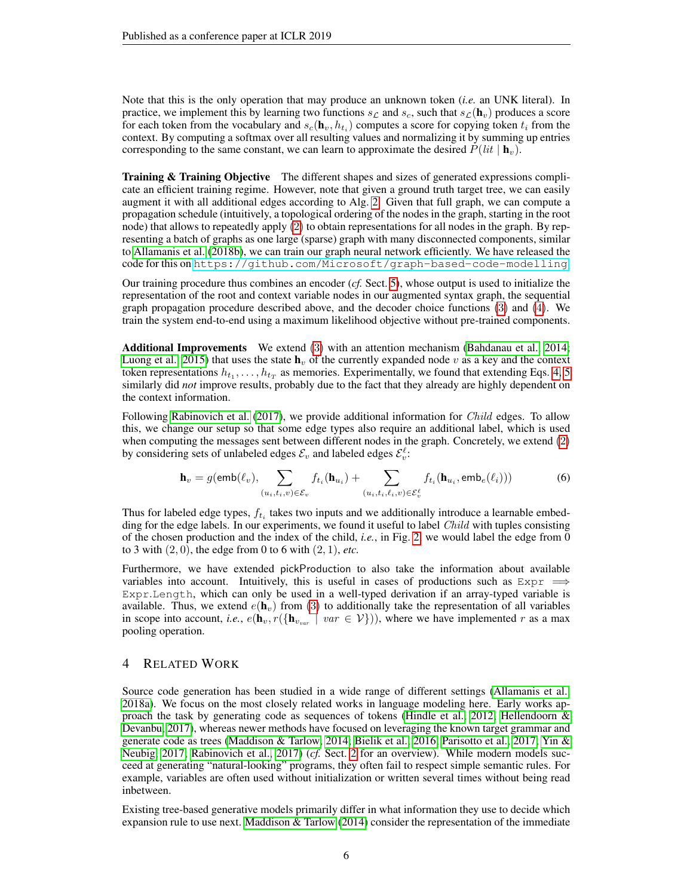Note that this is the only operation that may produce an unknown token (*i.e.* an UNK literal). In practice, we implement this by learning two functions $s_{\mathcal{L}}$ and $s_c$, such that $s_{\mathcal{L}}(\mathbf{h}_v)$ produces a score for each token from the vocabulary and $s_c(\mathbf{h}_v, h_{t_i})$ computes a score for copying token $t_i$ from the context. By computing a softmax over all resulting values and normalizing it by summing up entries corresponding to the same constant, we can learn to approximate the desired $P(lit \mid \mathbf{h}_v)$.

**Training & Training Objective** The different shapes and sizes of generated expressions complicate an efficient training regime. However, note that given a ground truth target tree, we can easily augment it with all additional edges according to Alg. 2. Given that full graph, we can compute a propagation schedule (intuitively, a topological ordering of the nodes in the graph, starting in the root node) that allows to repeatedly apply (2) to obtain representations for all nodes in the graph. By representing a batch of graphs as one large (sparse) graph with many disconnected components, similar to Allamanis et al. (2018b), we can train our graph neural network efficiently. We have released the code for this on `https://github.com/Microsoft/graph-based-code-modelling`.

Our training procedure thus combines an encoder (*cf.* Sect. 5), whose output is used to initialize the representation of the root and context variable nodes in our augmented syntax graph, the sequential graph propagation procedure described above, and the decoder choice functions (3) and (4). We train the system end-to-end using a maximum likelihood objective without pre-trained components.

**Additional Improvements** We extend (3) with an attention mechanism (Bahdanau et al., 2014; Luong et al., 2015) that uses the state $\mathbf{h}_v$ of the currently expanded node $v$ as a key and the context token representations $h_{t_1}, \ldots, h_{t_T}$ as memories. Experimentally, we found that extending Eqs. 4, 5 similarly did *not* improve results, probably due to the fact that they already are highly dependent on the context information.

Following Rabinovich et al. (2017), we provide additional information for *Child* edges. To allow this, we change our setup so that some edge types also require an additional label, which is used when computing the messages sent between different nodes in the graph. Concretely, we extend (2) by considering sets of unlabeled edges $\mathcal{E}_v$ and labeled edges $\mathcal{E}_v^\ell$:

$$\mathbf{h}_v = g(\mathsf{emb}(\ell_v), \sum_{(u_i, t_i, v) \in \mathcal{E}_v} f_{t_i}(\mathbf{h}_{u_i}) + \sum_{(u_i, t_i, \ell_i, v) \in \mathcal{E}_v^\ell} f_{t_i}(\mathbf{h}_{u_i}, \mathsf{emb}_e(\ell_i))) \tag{6}$$

Thus for labeled edge types, $f_{t_i}$ takes two inputs and we additionally introduce a learnable embedding for the edge labels. In our experiments, we found it useful to label *Child* with tuples consisting of the chosen production and the index of the child, *i.e.*, in Fig. 2, we would label the edge from 0 to 3 with $(2, 0)$, the edge from 0 to 6 with $(2, 1)$, *etc.*

Furthermore, we have extended pickProduction to also take the information about available variables into account. Intuitively, this is useful in cases of productions such as `Expr` $\Longrightarrow$ `Expr.Length`, which can only be used in a well-typed derivation if an array-typed variable is available. Thus, we extend $e(\mathbf{h}_v)$ from (3) to additionally take the representation of all variables in scope into account, *i.e.*, $e(\mathbf{h}_v, r(\{\mathbf{h}_{v_{var}} \mid var \in \mathcal{V}\}))$, where we have implemented $r$ as a max pooling operation.

# 4 Related Work

Source code generation has been studied in a wide range of different settings (Allamanis et al., 2018a). We focus on the most closely related works in language modeling here. Early works approach the task by generating code as sequences of tokens (Hindle et al., 2012; Hellendoorn & Devanbu, 2017), whereas newer methods have focused on leveraging the known target grammar and generate code as trees (Maddison & Tarlow, 2014; Bielik et al., 2016; Parisotto et al., 2017; Yin & Neubig, 2017; Rabinovich et al., 2017) (*cf.* Sect. 2 for an overview). While modern models succeed at generating "natural-looking" programs, they often fail to respect simple semantic rules. For example, variables are often used without initialization or written several times without being read inbetween.

Existing tree-based generative models primarily differ in what information they use to decide which expansion rule to use next. Maddison & Tarlow (2014) consider the representation of the immediate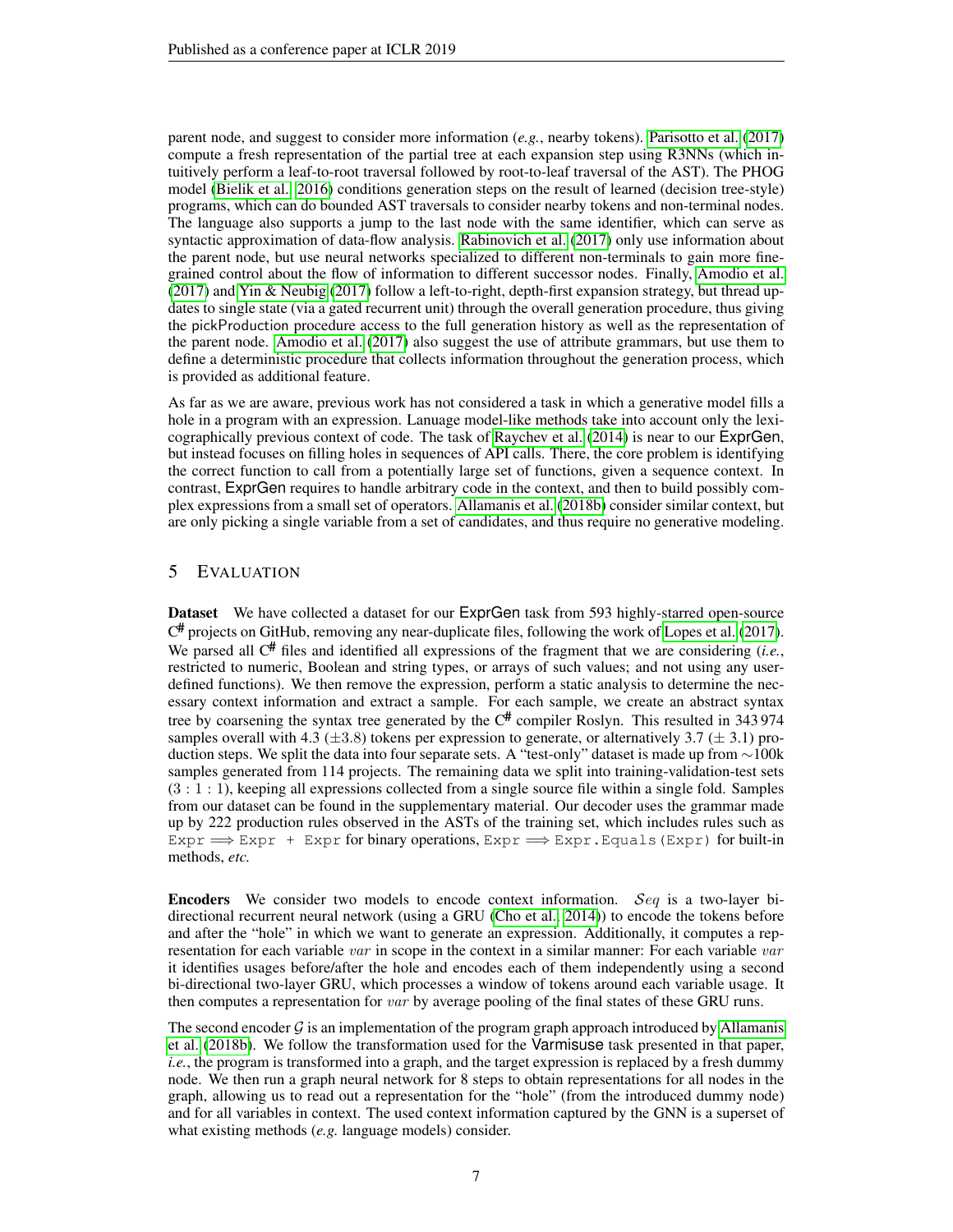parent node, and suggest to consider more information (*e.g.*, nearby tokens). Parisotto et al. (2017) compute a fresh representation of the partial tree at each expansion step using R3NNs (which intuitively perform a leaf-to-root traversal followed by root-to-leaf traversal of the AST). The PHOG model (Bielik et al., 2016) conditions generation steps on the result of learned (decision tree-style) programs, which can do bounded AST traversals to consider nearby tokens and non-terminal nodes. The language also supports a jump to the last node with the same identifier, which can serve as syntactic approximation of data-flow analysis. Rabinovich et al. (2017) only use information about the parent node, but use neural networks specialized to different non-terminals to gain more fine-grained control about the flow of information to different successor nodes. Finally, Amodio et al. (2017) and Yin & Neubig (2017) follow a left-to-right, depth-first expansion strategy, but thread updates to single state (via a gated recurrent unit) through the overall generation procedure, thus giving the pickProduction procedure access to the full generation history as well as the representation of the parent node. Amodio et al. (2017) also suggest the use of attribute grammars, but use them to define a deterministic procedure that collects information throughout the generation process, which is provided as additional feature.

As far as we are aware, previous work has not considered a task in which a generative model fills a hole in a program with an expression. Lanuage model-like methods take into account only the lexicographically previous context of code. The task of Raychev et al. (2014) is near to our ExprGen, but instead focuses on filling holes in sequences of API calls. There, the core problem is identifying the correct function to call from a potentially large set of functions, given a sequence context. In contrast, ExprGen requires to handle arbitrary code in the context, and then to build possibly complex expressions from a small set of operators. Allamanis et al. (2018b) consider similar context, but are only picking a single variable from a set of candidates, and thus require no generative modeling.

## 5 Evaluation

**Dataset** We have collected a dataset for our ExprGen task from 593 highly-starred open-source C# projects on GitHub, removing any near-duplicate files, following the work of Lopes et al. (2017). We parsed all C# files and identified all expressions of the fragment that we are considering (*i.e.*, restricted to numeric, Boolean and string types, or arrays of such values; and not using any user-defined functions). We then remove the expression, perform a static analysis to determine the necessary context information and extract a sample. For each sample, we create an abstract syntax tree by coarsening the syntax tree generated by the C# compiler Roslyn. This resulted in 343 974 samples overall with 4.3 ($\pm$3.8) tokens per expression to generate, or alternatively 3.7 ($\pm$ 3.1) production steps. We split the data into four separate sets. A "test-only" dataset is made up from $\sim$100k samples generated from 114 projects. The remaining data we split into training-validation-test sets (3 : 1 : 1), keeping all expressions collected from a single source file within a single fold. Samples from our dataset can be found in the supplementary material. Our decoder uses the grammar made up by 222 production rules observed in the ASTs of the training set, which includes rules such as `Expr` $\Longrightarrow$ `Expr + Expr` for binary operations, `Expr` $\Longrightarrow$ `Expr.Equals(Expr)` for built-in methods, *etc.*

**Encoders** We consider two models to encode context information. $\mathcal{S}eq$ is a two-layer bi-directional recurrent neural network (using a GRU (Cho et al., 2014)) to encode the tokens before and after the "hole" in which we want to generate an expression. Additionally, it computes a representation for each variable $var$ in scope in the context in a similar manner: For each variable $var$ it identifies usages before/after the hole and encodes each of them independently using a second bi-directional two-layer GRU, which processes a window of tokens around each variable usage. It then computes a representation for $var$ by average pooling of the final states of these GRU runs.

The second encoder $\mathcal{G}$ is an implementation of the program graph approach introduced by Allamanis et al. (2018b). We follow the transformation used for the Varmisuse task presented in that paper, *i.e.*, the program is transformed into a graph, and the target expression is replaced by a fresh dummy node. We then run a graph neural network for 8 steps to obtain representations for all nodes in the graph, allowing us to read out a representation for the "hole" (from the introduced dummy node) and for all variables in context. The used context information captured by the GNN is a superset of what existing methods (*e.g.* language models) consider.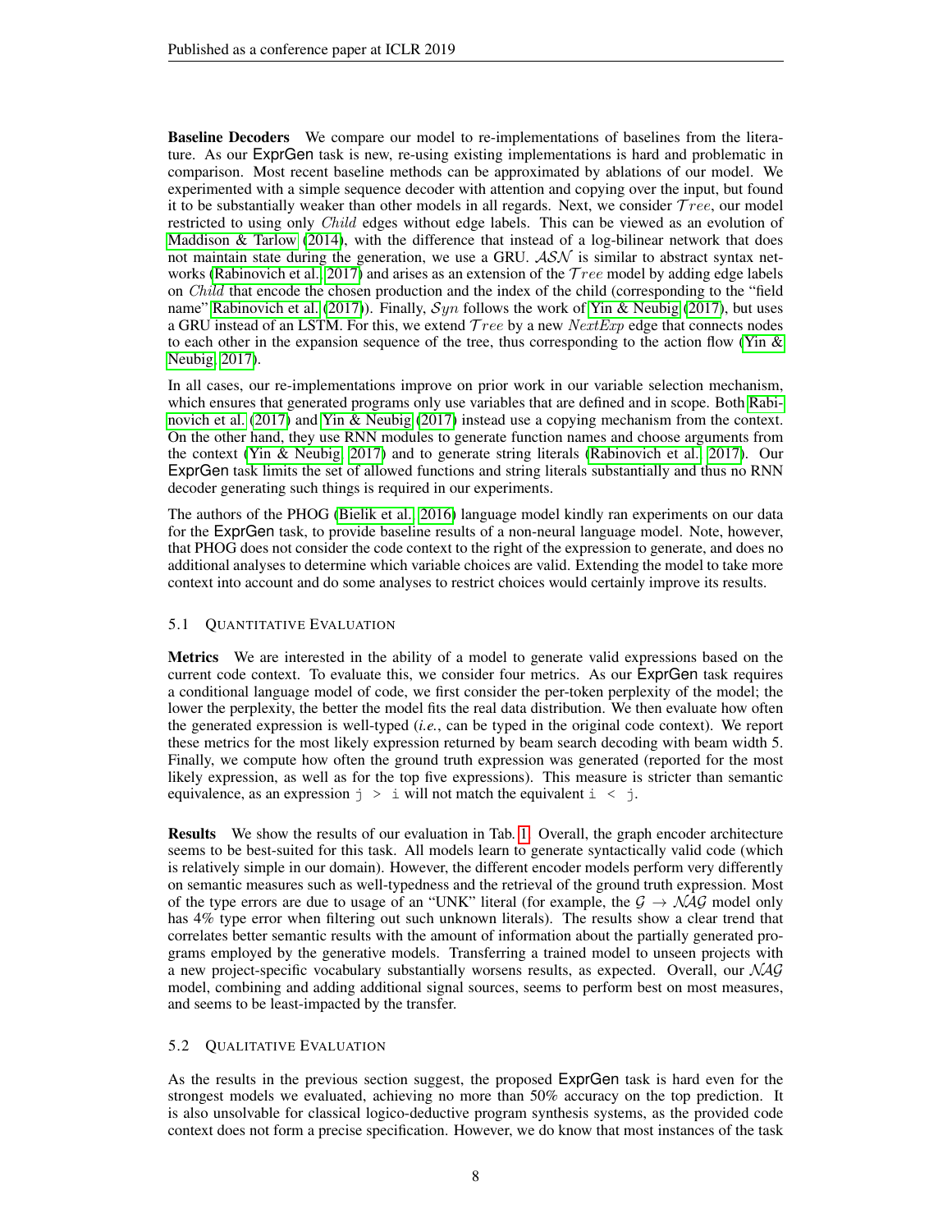**Baseline Decoders** We compare our model to re-implementations of baselines from the literature. As our ExprGen task is new, re-using existing implementations is hard and problematic in comparison. Most recent baseline methods can be approximated by ablations of our model. We experimented with a simple sequence decoder with attention and copying over the input, but found it to be substantially weaker than other models in all regards. Next, we consider $\mathcal{T}ree$, our model restricted to using only *Child* edges without edge labels. This can be viewed as an evolution of Maddison & Tarlow (2014), with the difference that instead of a log-bilinear network that does not maintain state during the generation, we use a GRU. $\mathcal{ASN}$ is similar to abstract syntax networks (Rabinovich et al., 2017) and arises as an extension of the $\mathcal{T}ree$ model by adding edge labels on *Child* that encode the chosen production and the index of the child (corresponding to the "field name" Rabinovich et al. (2017)). Finally, $\mathcal{S}yn$ follows the work of Yin & Neubig (2017), but uses a GRU instead of an LSTM. For this, we extend $\mathcal{T}ree$ by a new *NextExp* edge that connects nodes to each other in the expansion sequence of the tree, thus corresponding to the action flow (Yin & Neubig, 2017).

In all cases, our re-implementations improve on prior work in our variable selection mechanism, which ensures that generated programs only use variables that are defined and in scope. Both Rabinovich et al. (2017) and Yin & Neubig (2017) instead use a copying mechanism from the context. On the other hand, they use RNN modules to generate function names and choose arguments from the context (Yin & Neubig, 2017) and to generate string literals (Rabinovich et al., 2017). Our ExprGen task limits the set of allowed functions and string literals substantially and thus no RNN decoder generating such things is required in our experiments.

The authors of the PHOG (Bielik et al., 2016) language model kindly ran experiments on our data for the ExprGen task, to provide baseline results of a non-neural language model. Note, however, that PHOG does not consider the code context to the right of the expression to generate, and does no additional analyses to determine which variable choices are valid. Extending the model to take more context into account and do some analyses to restrict choices would certainly improve its results.

### 5.1 Quantitative Evaluation

**Metrics** We are interested in the ability of a model to generate valid expressions based on the current code context. To evaluate this, we consider four metrics. As our ExprGen task requires a conditional language model of code, we first consider the per-token perplexity of the model; the lower the perplexity, the better the model fits the real data distribution. We then evaluate how often the generated expression is well-typed (*i.e.*, can be typed in the original code context). We report these metrics for the most likely expression returned by beam search decoding with beam width 5. Finally, we compute how often the ground truth expression was generated (reported for the most likely expression, as well as for the top five expressions). This measure is stricter than semantic equivalence, as an expression `j > i` will not match the equivalent `i < j`.

**Results** We show the results of our evaluation in Tab. 1. Overall, the graph encoder architecture seems to be best-suited for this task. All models learn to generate syntactically valid code (which is relatively simple in our domain). However, the different encoder models perform very differently on semantic measures such as well-typedness and the retrieval of the ground truth expression. Most of the type errors are due to usage of an "UNK" literal (for example, the $\mathcal{G} \rightarrow \mathcal{NAG}$ model only has 4% type error when filtering out such unknown literals). The results show a clear trend that correlates better semantic results with the amount of information about the partially generated programs employed by the generative models. Transferring a trained model to unseen projects with a new project-specific vocabulary substantially worsens results, as expected. Overall, our $\mathcal{NAG}$ model, combining and adding additional signal sources, seems to perform best on most measures, and seems to be least-impacted by the transfer.

### 5.2 Qualitative Evaluation

As the results in the previous section suggest, the proposed ExprGen task is hard even for the strongest models we evaluated, achieving no more than 50% accuracy on the top prediction. It is also unsolvable for classical logico-deductive program synthesis systems, as the provided code context does not form a precise specification. However, we do know that most instances of the task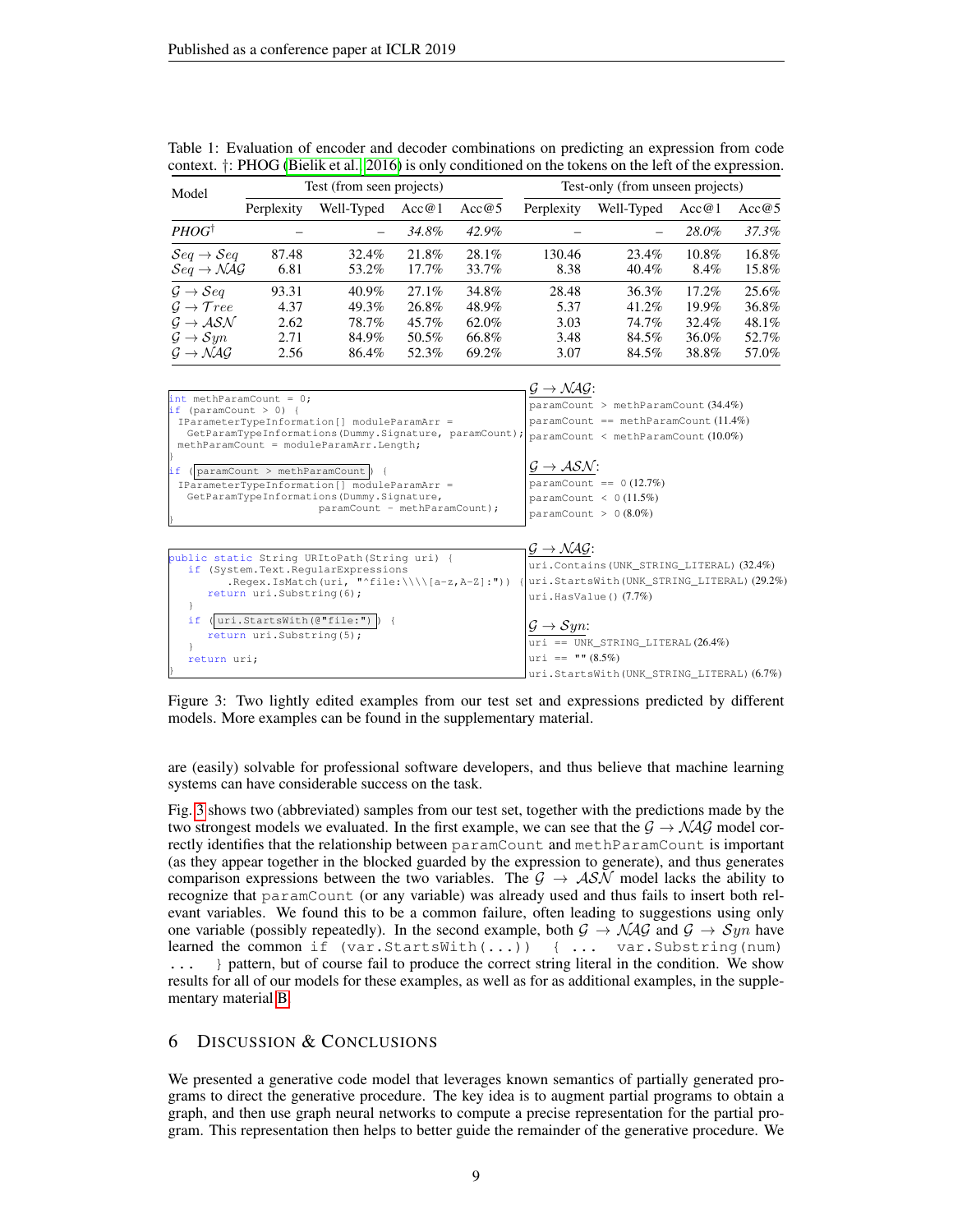Table 1: Evaluation of encoder and decoder combinations on predicting an expression from code context. †: PHOG (Bielik et al., 2016) is only conditioned on the tokens on the left of the expression.

| Model | Test (from seen projects) | | | | Test-only (from unseen projects) | | | |
|---|---|---|---|---|---|---|---|---|
| | Perplexity | Well-Typed | Acc@1 | Acc@5 | Perplexity | Well-Typed | Acc@1 | Acc@5 |
| *PHOG*† | – | – | *34.8%* | *42.9%* | – | – | *28.0%* | *37.3%* |
| $\mathcal{S}eq \to \mathcal{S}eq$ | 87.48 | 32.4% | 21.8% | 28.1% | 130.46 | 23.4% | 10.8% | 16.8% |
| $\mathcal{S}eq \to \mathcal{NAG}$ | 6.81 | 53.2% | 17.7% | 33.7% | 8.38 | 40.4% | 8.4% | 15.8% |
| $\mathcal{G} \to \mathcal{S}eq$ | 93.31 | 40.9% | 27.1% | 34.8% | 28.48 | 36.3% | 17.2% | 25.6% |
| $\mathcal{G} \to \mathcal{T}ree$ | 4.37 | 49.3% | 26.8% | 48.9% | 5.37 | 41.2% | 19.9% | 36.8% |
| $\mathcal{G} \to \mathcal{ASN}$ | 2.62 | 78.7% | 45.7% | 62.0% | 3.03 | 74.7% | 32.4% | 48.1% |
| $\mathcal{G} \to \mathcal{S}yn$ | 2.71 | 84.9% | 50.5% | 66.8% | 3.48 | 84.5% | 36.0% | 52.7% |
| $\mathcal{G} \to \mathcal{NAG}$ | 2.56 | 86.4% | 52.3% | 69.2% | 3.07 | 84.5% | 38.8% | 57.0% |

```
int methParamCount = 0;
if (paramCount > 0) {
  IParameterTypeInformation[] moduleParamArr =
    GetParamTypeInformations(Dummy.Signature, paramCount);
  methParamCount = moduleParamArr.Length;
}
if ( paramCount > methParamCount ) {
  IParameterTypeInformation[] moduleParamArr =
    GetParamTypeInformations(Dummy.Signature,
                             paramCount - methParamCount);
}
```

$\mathcal{G} \to \mathcal{NAG}$:
`paramCount > methParamCount` (34.4%)
`paramCount == methParamCount` (11.4%)
`paramCount < methParamCount` (10.0%)

$\mathcal{G} \to \mathcal{ASN}$:
`paramCount == 0` (12.7%)
`paramCount < 0` (11.5%)
`paramCount > 0` (8.0%)

```
public static String URItoPath(String uri) {
  if (System.Text.RegularExpressions
        .Regex.IsMatch(uri, "^file:\\\\[a-z,A-Z]:")) {
    return uri.Substring(6);
  }
  if ( uri.StartsWith(@"file:") ) {
    return uri.Substring(5);
  }
  return uri;
}
```

$\mathcal{G} \to \mathcal{NAG}$:
`uri.Contains(UNK_STRING_LITERAL)` (32.4%)
`uri.StartsWith(UNK_STRING_LITERAL)` (29.2%)
`uri.HasValue()` (7.7%)

$\mathcal{G} \to \mathcal{S}yn$:
`uri == UNK_STRING_LITERAL` (26.4%)
`uri == ""` (8.5%)
`uri.StartsWith(UNK_STRING_LITERAL)` (6.7%)

Figure 3: Two lightly edited examples from our test set and expressions predicted by different models. More examples can be found in the supplementary material.

are (easily) solvable for professional software developers, and thus believe that machine learning systems can have considerable success on the task.

Fig. 3 shows two (abbreviated) samples from our test set, together with the predictions made by the two strongest models we evaluated. In the first example, we can see that the $\mathcal{G} \to \mathcal{NAG}$ model correctly identifies that the relationship between `paramCount` and `methParamCount` is important (as they appear together in the blocked guarded by the expression to generate), and thus generates comparison expressions between the two variables. The $\mathcal{G} \to \mathcal{ASN}$ model lacks the ability to recognize that `paramCount` (or any variable) was already used and thus fails to insert both relevant variables. We found this to be a common failure, often leading to suggestions using only one variable (possibly repeatedly). In the second example, both $\mathcal{G} \to \mathcal{NAG}$ and $\mathcal{G} \to \mathcal{S}yn$ have learned the common `if (var.StartsWith(...)) { ... var.Substring(num) ... }` pattern, but of course fail to produce the correct string literal in the condition. We show results for all of our models for these examples, as well as for as additional examples, in the supplementary material B.

## 6 Discussion & Conclusions

We presented a generative code model that leverages known semantics of partially generated programs to direct the generative procedure. The key idea is to augment partial programs to obtain a graph, and then use graph neural networks to compute a precise representation for the partial program. This representation then helps to better guide the remainder of the generative procedure. We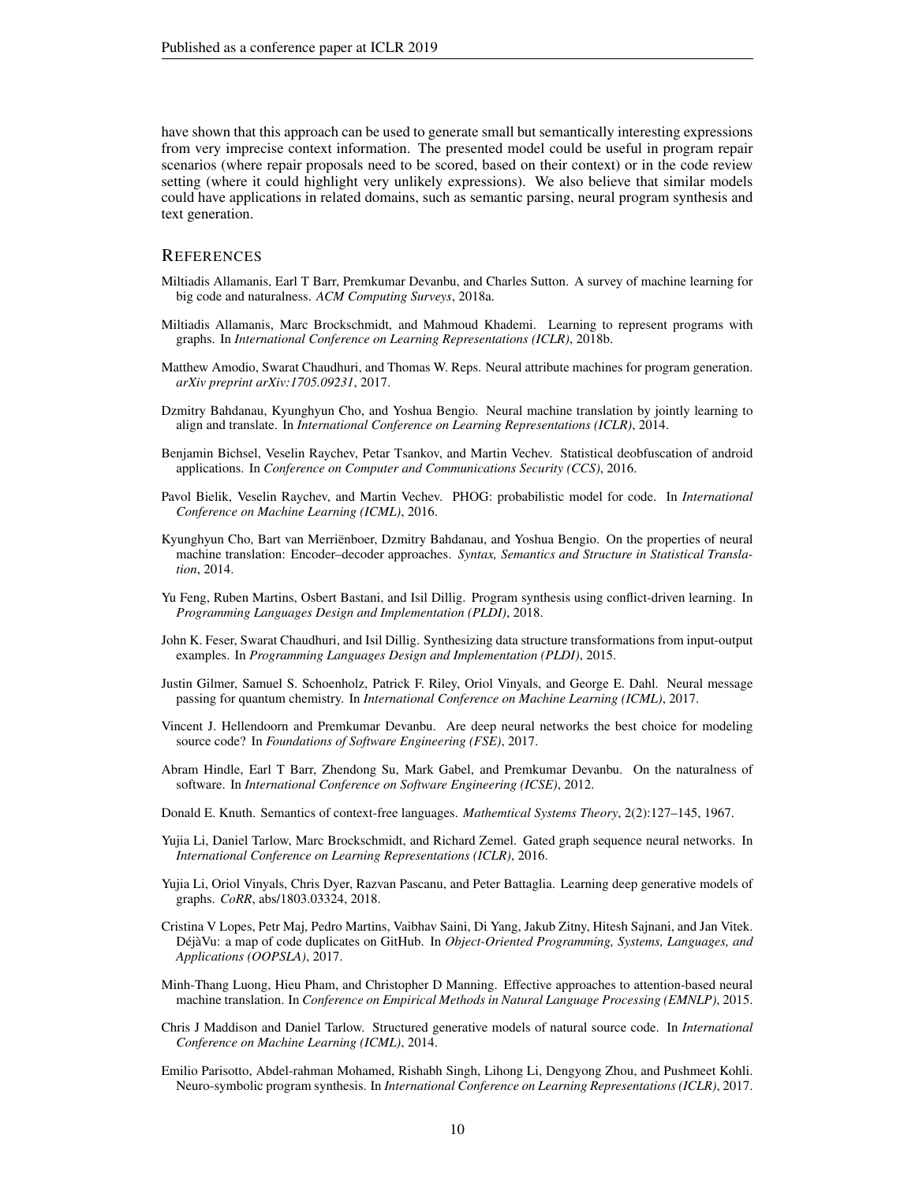have shown that this approach can be used to generate small but semantically interesting expressions from very imprecise context information. The presented model could be useful in program repair scenarios (where repair proposals need to be scored, based on their context) or in the code review setting (where it could highlight very unlikely expressions). We also believe that similar models could have applications in related domains, such as semantic parsing, neural program synthesis and text generation.

## REFERENCES

Miltiadis Allamanis, Earl T Barr, Premkumar Devanbu, and Charles Sutton. A survey of machine learning for big code and naturalness. *ACM Computing Surveys*, 2018a.

Miltiadis Allamanis, Marc Brockschmidt, and Mahmoud Khademi. Learning to represent programs with graphs. In *International Conference on Learning Representations (ICLR)*, 2018b.

Matthew Amodio, Swarat Chaudhuri, and Thomas W. Reps. Neural attribute machines for program generation. *arXiv preprint arXiv:1705.09231*, 2017.

Dzmitry Bahdanau, Kyunghyun Cho, and Yoshua Bengio. Neural machine translation by jointly learning to align and translate. In *International Conference on Learning Representations (ICLR)*, 2014.

Benjamin Bichsel, Veselin Raychev, Petar Tsankov, and Martin Vechev. Statistical deobfuscation of android applications. In *Conference on Computer and Communications Security (CCS)*, 2016.

Pavol Bielik, Veselin Raychev, and Martin Vechev. PHOG: probabilistic model for code. In *International Conference on Machine Learning (ICML)*, 2016.

Kyunghyun Cho, Bart van Merriënboer, Dzmitry Bahdanau, and Yoshua Bengio. On the properties of neural machine translation: Encoder–decoder approaches. *Syntax, Semantics and Structure in Statistical Translation*, 2014.

Yu Feng, Ruben Martins, Osbert Bastani, and Isil Dillig. Program synthesis using conflict-driven learning. In *Programming Languages Design and Implementation (PLDI)*, 2018.

John K. Feser, Swarat Chaudhuri, and Isil Dillig. Synthesizing data structure transformations from input-output examples. In *Programming Languages Design and Implementation (PLDI)*, 2015.

Justin Gilmer, Samuel S. Schoenholz, Patrick F. Riley, Oriol Vinyals, and George E. Dahl. Neural message passing for quantum chemistry. In *International Conference on Machine Learning (ICML)*, 2017.

Vincent J. Hellendoorn and Premkumar Devanbu. Are deep neural networks the best choice for modeling source code? In *Foundations of Software Engineering (FSE)*, 2017.

Abram Hindle, Earl T Barr, Zhendong Su, Mark Gabel, and Premkumar Devanbu. On the naturalness of software. In *International Conference on Software Engineering (ICSE)*, 2012.

Donald E. Knuth. Semantics of context-free languages. *Mathemtical Systems Theory*, 2(2):127–145, 1967.

Yujia Li, Daniel Tarlow, Marc Brockschmidt, and Richard Zemel. Gated graph sequence neural networks. In *International Conference on Learning Representations (ICLR)*, 2016.

Yujia Li, Oriol Vinyals, Chris Dyer, Razvan Pascanu, and Peter Battaglia. Learning deep generative models of graphs. *CoRR*, abs/1803.03324, 2018.

Cristina V Lopes, Petr Maj, Pedro Martins, Vaibhav Saini, Di Yang, Jakub Zitny, Hitesh Sajnani, and Jan Vitek. DéjàVu: a map of code duplicates on GitHub. In *Object-Oriented Programming, Systems, Languages, and Applications (OOPSLA)*, 2017.

Minh-Thang Luong, Hieu Pham, and Christopher D Manning. Effective approaches to attention-based neural machine translation. In *Conference on Empirical Methods in Natural Language Processing (EMNLP)*, 2015.

Chris J Maddison and Daniel Tarlow. Structured generative models of natural source code. In *International Conference on Machine Learning (ICML)*, 2014.

Emilio Parisotto, Abdel-rahman Mohamed, Rishabh Singh, Lihong Li, Dengyong Zhou, and Pushmeet Kohli. Neuro-symbolic program synthesis. In *International Conference on Learning Representations (ICLR)*, 2017.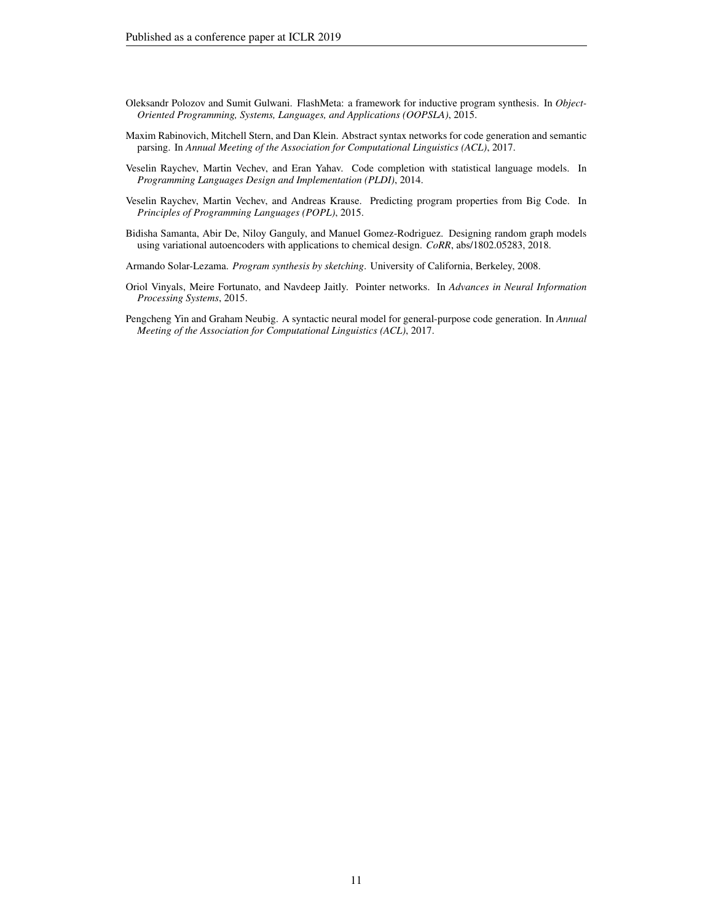Oleksandr Polozov and Sumit Gulwani. FlashMeta: a framework for inductive program synthesis. In *Object-Oriented Programming, Systems, Languages, and Applications (OOPSLA)*, 2015.

Maxim Rabinovich, Mitchell Stern, and Dan Klein. Abstract syntax networks for code generation and semantic parsing. In *Annual Meeting of the Association for Computational Linguistics (ACL)*, 2017.

Veselin Raychev, Martin Vechev, and Eran Yahav. Code completion with statistical language models. In *Programming Languages Design and Implementation (PLDI)*, 2014.

Veselin Raychev, Martin Vechev, and Andreas Krause. Predicting program properties from Big Code. In *Principles of Programming Languages (POPL)*, 2015.

Bidisha Samanta, Abir De, Niloy Ganguly, and Manuel Gomez-Rodriguez. Designing random graph models using variational autoencoders with applications to chemical design. *CoRR*, abs/1802.05283, 2018.

Armando Solar-Lezama. *Program synthesis by sketching*. University of California, Berkeley, 2008.

Oriol Vinyals, Meire Fortunato, and Navdeep Jaitly. Pointer networks. In *Advances in Neural Information Processing Systems*, 2015.

Pengcheng Yin and Graham Neubig. A syntactic neural model for general-purpose code generation. In *Annual Meeting of the Association for Computational Linguistics (ACL)*, 2017.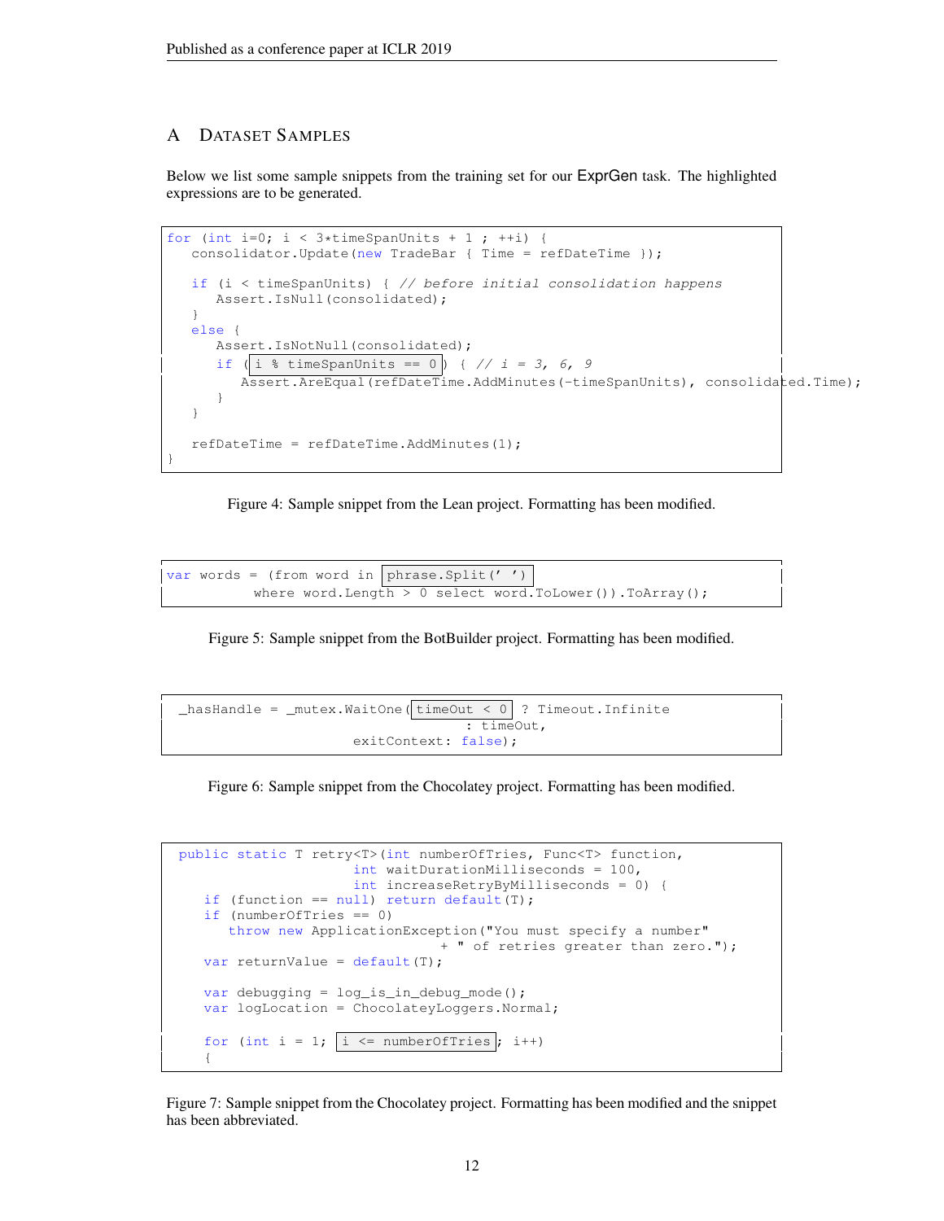## A Dataset Samples

Below we list some sample snippets from the training set for our ExprGen task. The highlighted expressions are to be generated.

```
for (int i=0; i < 3*timeSpanUnits + 1 ; ++i) {
   consolidator.Update(new TradeBar { Time = refDateTime });

   if (i < timeSpanUnits) { // before initial consolidation happens
      Assert.IsNull(consolidated);
   }
   else {
      Assert.IsNotNull(consolidated);
      if (i % timeSpanUnits == 0) { // i = 3, 6, 9
         Assert.AreEqual(refDateTime.AddMinutes(-timeSpanUnits), consolidated.Time);
      }
   }

   refDateTime = refDateTime.AddMinutes(1);
}
```

Figure 4: Sample snippet from the Lean project. Formatting has been modified.

```
var words = (from word in phrase.Split(' ')
             where word.Length > 0 select word.ToLower()).ToArray();
```

Figure 5: Sample snippet from the BotBuilder project. Formatting has been modified.

```
 _hasHandle = _mutex.WaitOne(timeOut < 0 ? Timeout.Infinite
                                          : timeOut,
                             exitContext: false);
```

Figure 6: Sample snippet from the Chocolatey project. Formatting has been modified.

```
 public static T retry<T>(int numberOfTries, Func<T> function,
                          int waitDurationMilliseconds = 100,
                          int increaseRetryByMilliseconds = 0) {
    if (function == null) return default(T);
    if (numberOfTries == 0)
       throw new ApplicationException("You must specify a number"
                                      + " of retries greater than zero.");
    var returnValue = default(T);

    var debugging = log_is_in_debug_mode();
    var logLocation = ChocolateyLoggers.Normal;

    for (int i = 1; i <= numberOfTries; i++)
    {
```

Figure 7: Sample snippet from the Chocolatey project. Formatting has been modified and the snippet has been abbreviated.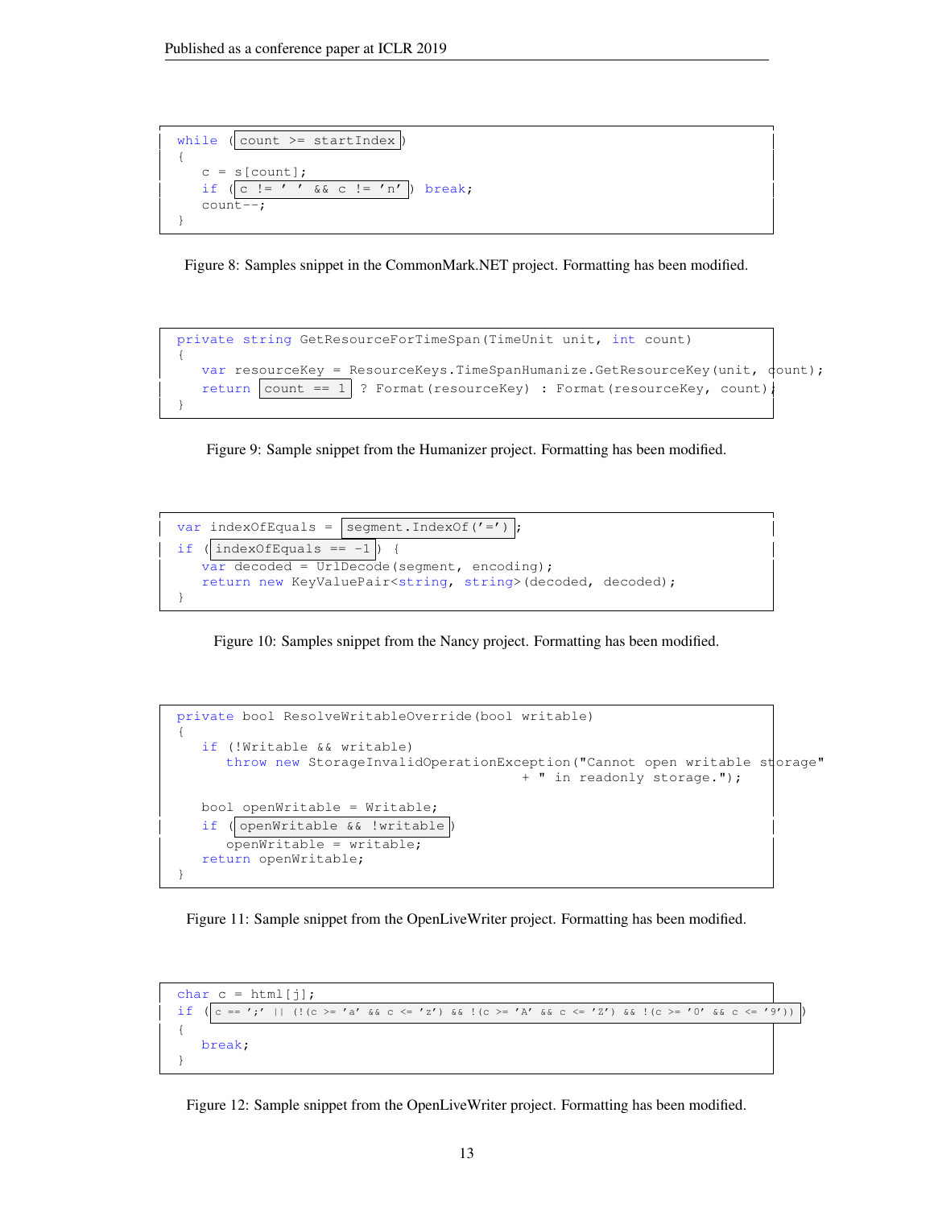```
while (count >= startIndex)
{
    c = s[count];
    if (c != ' ' && c != 'n') break;
    count--;
}
```

Figure 8: Samples snippet in the CommonMark.NET project. Formatting has been modified.

```
private string GetResourceForTimeSpan(TimeUnit unit, int count)
{
    var resourceKey = ResourceKeys.TimeSpanHumanize.GetResourceKey(unit, count);
    return count == 1 ? Format(resourceKey) : Format(resourceKey, count);
}
```

Figure 9: Sample snippet from the Humanizer project. Formatting has been modified.

```
var indexOfEquals = segment.IndexOf('=');
if (indexOfEquals == -1) {
    var decoded = UrlDecode(segment, encoding);
    return new KeyValuePair<string, string>(decoded, decoded);
}
```

Figure 10: Samples snippet from the Nancy project. Formatting has been modified.

```
private bool ResolveWritableOverride(bool writable)
{
    if (!Writable && writable)
        throw new StorageInvalidOperationException("Cannot open writable storage"
                                                   + " in readonly storage.");

    bool openWritable = Writable;
    if (openWritable && !writable)
        openWritable = writable;
    return openWritable;
}
```

Figure 11: Sample snippet from the OpenLiveWriter project. Formatting has been modified.

```
char c = html[j];
if (c == ';' || (!(c >= 'a' && c <= 'z') && !(c >= 'A' && c <= 'Z') && !(c >= '0' && c <= '9')))
{
    break;
}
```

Figure 12: Sample snippet from the OpenLiveWriter project. Formatting has been modified.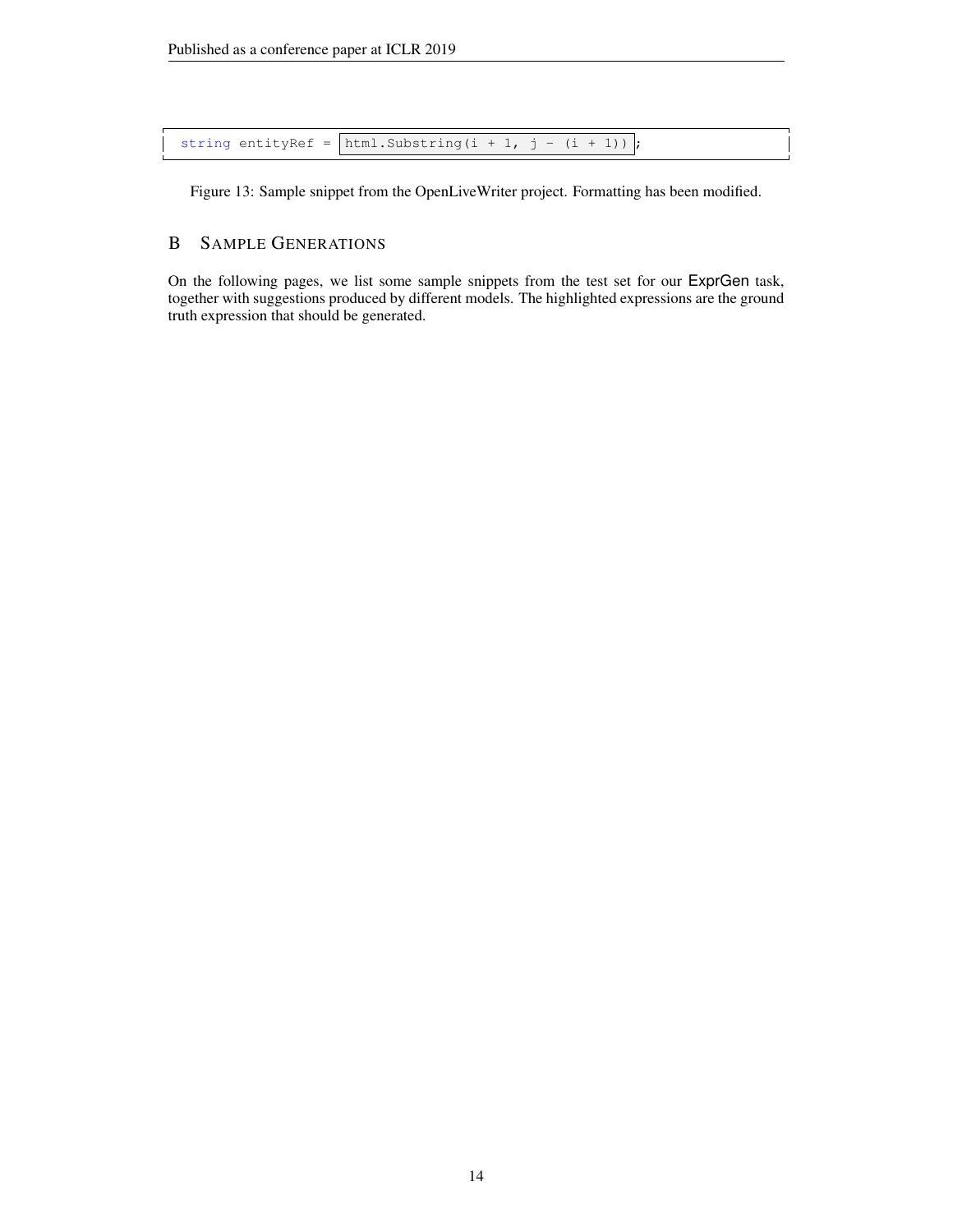```
string entityRef = html.Substring(i + 1, j - (i + 1));
```

Figure 13: Sample snippet from the OpenLiveWriter project. Formatting has been modified.

## B Sample Generations

On the following pages, we list some sample snippets from the test set for our ExprGen task, together with suggestions produced by different models. The highlighted expressions are the ground truth expression that should be generated.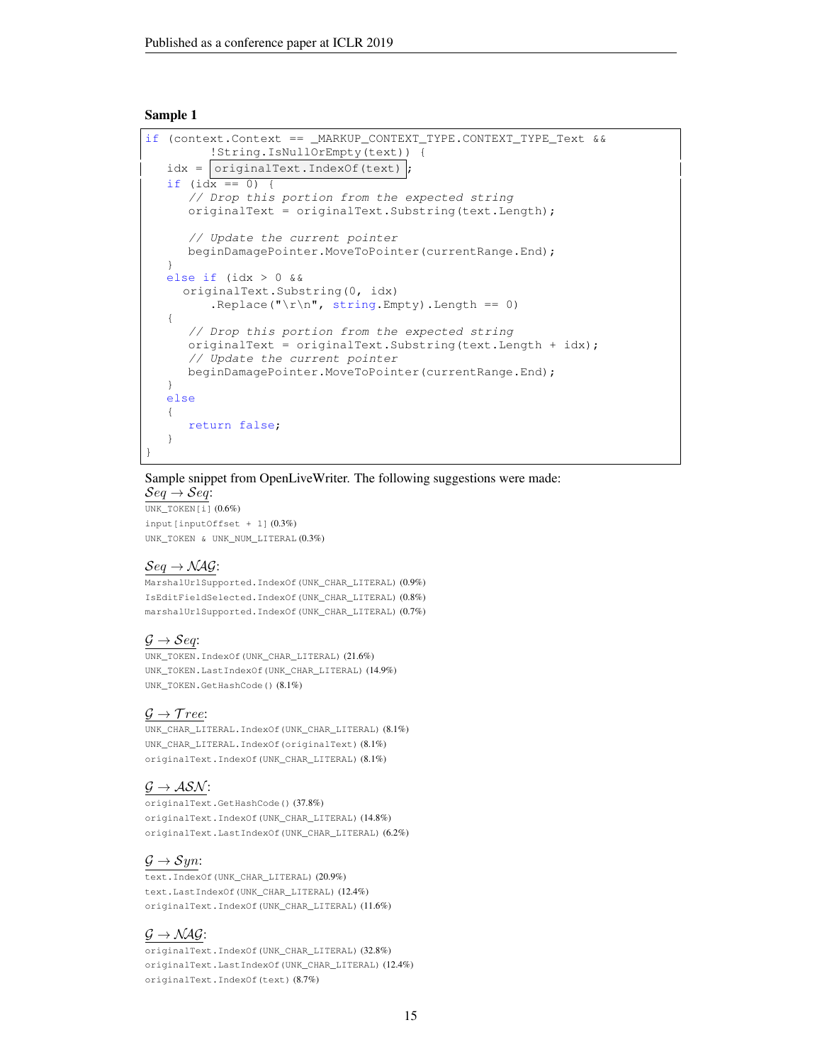**Sample 1**

```
if (context.Context == _MARKUP_CONTEXT_TYPE.CONTEXT_TYPE_Text &&
        !String.IsNullOrEmpty(text)) {
    idx = originalText.IndexOf(text);
    if (idx == 0) {
        // Drop this portion from the expected string
        originalText = originalText.Substring(text.Length);

        // Update the current pointer
        beginDamagePointer.MoveToPointer(currentRange.End);
    }
    else if (idx > 0 &&
        originalText.Substring(0, idx)
            .Replace("\r\n", string.Empty).Length == 0)
    {
        // Drop this portion from the expected string
        originalText = originalText.Substring(text.Length + idx);
        // Update the current pointer
        beginDamagePointer.MoveToPointer(currentRange.End);
    }
    else
    {
        return false;
    }
}
```

Sample snippet from OpenLiveWriter. The following suggestions were made:

$\mathcal{S}eq \rightarrow \mathcal{S}eq$:

`UNK_TOKEN[i]` (0.6%)
`input[inputOffset + 1]` (0.3%)
`UNK_TOKEN & UNK_NUM_LITERAL` (0.3%)

$\mathcal{S}eq \rightarrow \mathcal{NAG}$:

`MarshalUrlSupported.IndexOf(UNK_CHAR_LITERAL)` (0.9%)
`IsEditFieldSelected.IndexOf(UNK_CHAR_LITERAL)` (0.8%)
`marshalUrlSupported.IndexOf(UNK_CHAR_LITERAL)` (0.7%)

$\mathcal{G} \rightarrow \mathcal{S}eq$:

`UNK_TOKEN.IndexOf(UNK_CHAR_LITERAL)` (21.6%)
`UNK_TOKEN.LastIndexOf(UNK_CHAR_LITERAL)` (14.9%)
`UNK_TOKEN.GetHashCode()` (8.1%)

$\mathcal{G} \rightarrow \mathcal{T}ree$:

`UNK_CHAR_LITERAL.IndexOf(UNK_CHAR_LITERAL)` (8.1%)
`UNK_CHAR_LITERAL.IndexOf(originalText)` (8.1%)
`originalText.IndexOf(UNK_CHAR_LITERAL)` (8.1%)

$\mathcal{G} \rightarrow \mathcal{ASN}$:

`originalText.GetHashCode()` (37.8%)
`originalText.IndexOf(UNK_CHAR_LITERAL)` (14.8%)
`originalText.LastIndexOf(UNK_CHAR_LITERAL)` (6.2%)

$\mathcal{G} \rightarrow \mathcal{S}yn$:

`text.IndexOf(UNK_CHAR_LITERAL)` (20.9%)
`text.LastIndexOf(UNK_CHAR_LITERAL)` (12.4%)
`originalText.IndexOf(UNK_CHAR_LITERAL)` (11.6%)

$\mathcal{G} \rightarrow \mathcal{NAG}$:

`originalText.IndexOf(UNK_CHAR_LITERAL)` (32.8%)
`originalText.LastIndexOf(UNK_CHAR_LITERAL)` (12.4%)
`originalText.IndexOf(text)` (8.7%)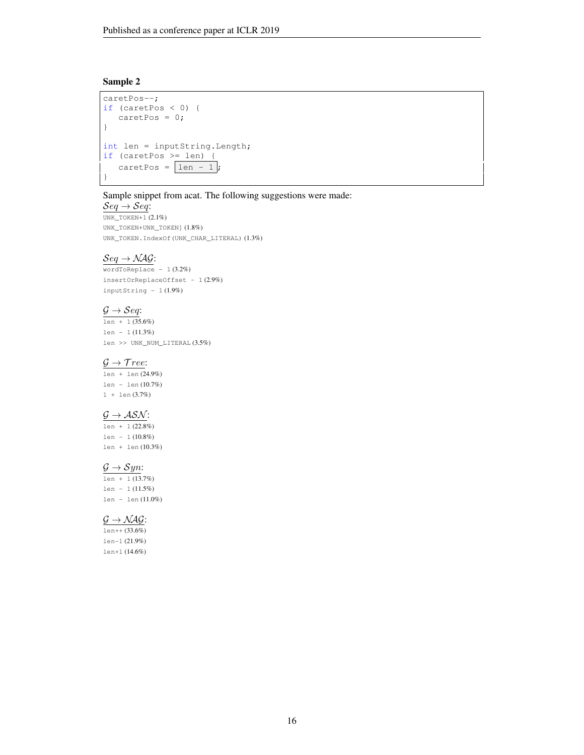### Sample 2

```
caretPos--;
if (caretPos < 0) {
   caretPos = 0;
}

int len = inputString.Length;
if (caretPos >= len) {
   caretPos = len - 1;
}
```

Sample snippet from acat. The following suggestions were made:

$\mathcal{S}eq \rightarrow \mathcal{S}eq$:

`UNK_TOKEN+1` (2.1%)
`UNK_TOKEN+UNK_TOKEN]` (1.8%)
`UNK_TOKEN.IndexOf(UNK_CHAR_LITERAL)` (1.3%)

$\mathcal{S}eq \rightarrow \mathcal{NAG}$:

`wordToReplace - 1` (3.2%)
`insertOrReplaceOffset - 1` (2.9%)
`inputString - 1` (1.9%)

$\mathcal{G} \rightarrow \mathcal{S}eq$:

`len + 1` (35.6%)
`len - 1` (11.3%)
`len >> UNK_NUM_LITERAL` (3.5%)

$\mathcal{G} \rightarrow \mathcal{T}ree$:

`len + len` (24.9%)
`len - len` (10.7%)
`1 + len` (3.7%)

$\mathcal{G} \rightarrow \mathcal{ASN}$:

`len + 1` (22.8%)
`len - 1` (10.8%)
`len + len` (10.3%)

$\mathcal{G} \rightarrow \mathcal{S}yn$:

`len + 1` (13.7%)
`len - 1` (11.5%)
`len - len` (11.0%)

$\mathcal{G} \rightarrow \mathcal{NAG}$:

`len++` (33.6%)
`len-1` (21.9%)
`len+1` (14.6%)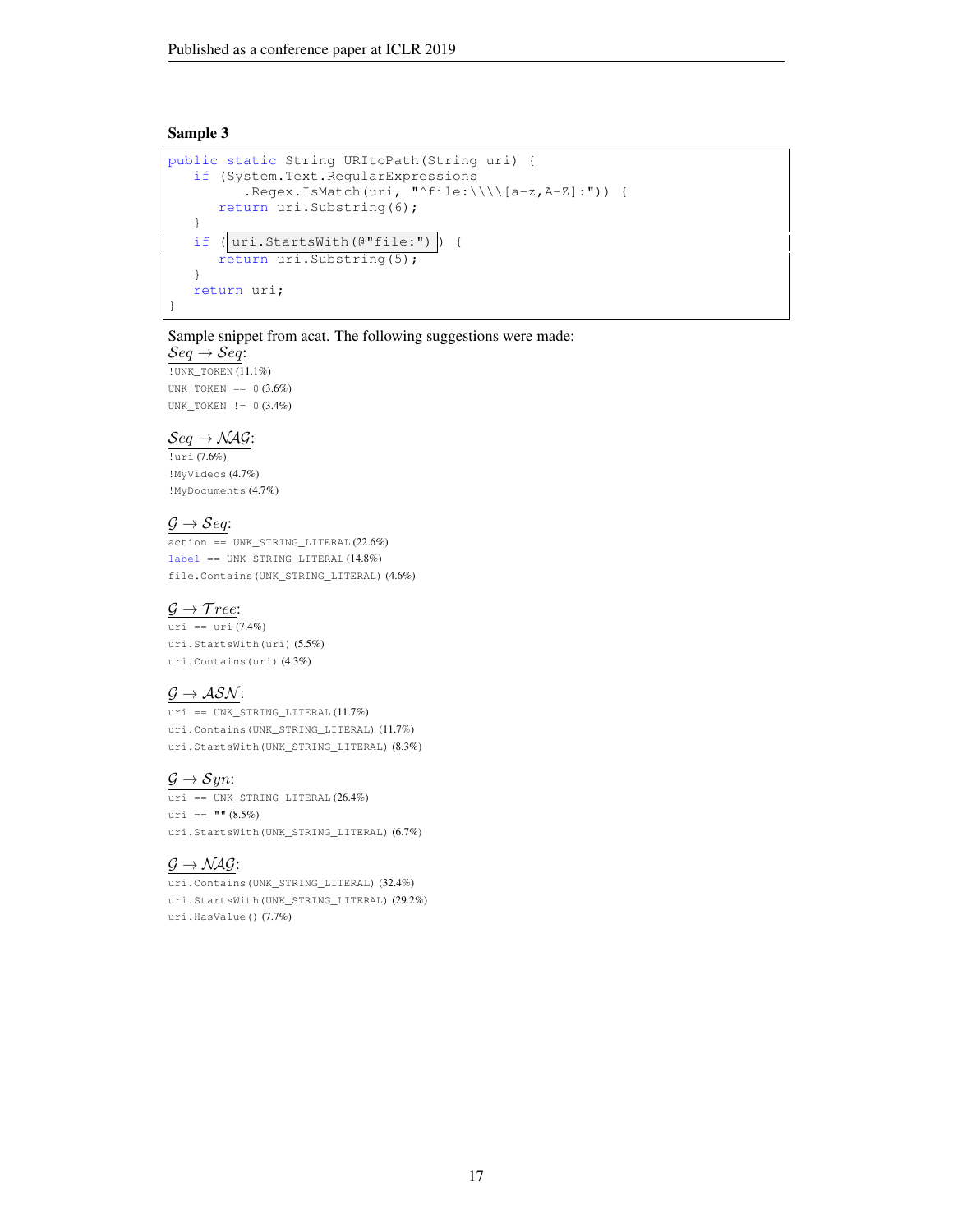**Sample 3**

```
public static String URItoPath(String uri) {
    if (System.Text.RegularExpressions
            .Regex.IsMatch(uri, "^file:\\\\[a-z,A-Z]:")) {
        return uri.Substring(6);
    }
    if ( uri.StartsWith(@"file:") ) {
        return uri.Substring(5);
    }
    return uri;
}
```

Sample snippet from acat. The following suggestions were made:

$\mathcal{S}eq \rightarrow \mathcal{S}eq$:

`!UNK_TOKEN` (11.1%)
`UNK_TOKEN == 0` (3.6%)
`UNK_TOKEN != 0` (3.4%)

$\mathcal{S}eq \rightarrow \mathcal{NAG}$:

`!uri` (7.6%)
`!MyVideos` (4.7%)
`!MyDocuments` (4.7%)

$\mathcal{G} \rightarrow \mathcal{S}eq$:

`action == UNK_STRING_LITERAL` (22.6%)
`label == UNK_STRING_LITERAL` (14.8%)
`file.Contains(UNK_STRING_LITERAL)` (4.6%)

$\mathcal{G} \rightarrow \mathcal{T}ree$:

`uri == uri` (7.4%)
`uri.StartsWith(uri)` (5.5%)
`uri.Contains(uri)` (4.3%)

$\mathcal{G} \rightarrow \mathcal{ASN}$:

`uri == UNK_STRING_LITERAL` (11.7%)
`uri.Contains(UNK_STRING_LITERAL)` (11.7%)
`uri.StartsWith(UNK_STRING_LITERAL)` (8.3%)

$\mathcal{G} \rightarrow \mathcal{S}yn$:

`uri == UNK_STRING_LITERAL` (26.4%)
`uri == ""` (8.5%)
`uri.StartsWith(UNK_STRING_LITERAL)` (6.7%)

$\mathcal{G} \rightarrow \mathcal{NAG}$:

`uri.Contains(UNK_STRING_LITERAL)` (32.4%)
`uri.StartsWith(UNK_STRING_LITERAL)` (29.2%)
`uri.HasValue()` (7.7%)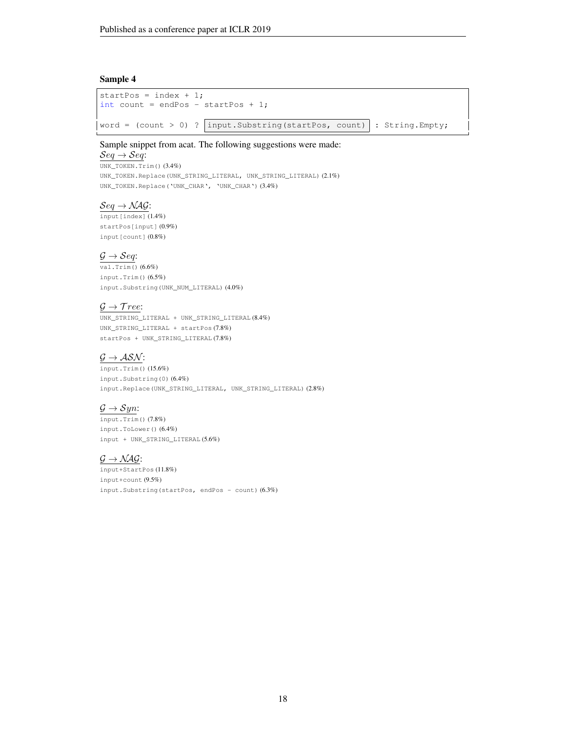### Sample 4

```
startPos = index + 1;
int count = endPos - startPos + 1;

word = (count > 0) ? input.Substring(startPos, count) : String.Empty;
```

Sample snippet from acat. The following suggestions were made:

$\mathcal{S}eq \rightarrow \mathcal{S}eq$:

`UNK_TOKEN.Trim()` (3.4%)
`UNK_TOKEN.Replace(UNK_STRING_LITERAL, UNK_STRING_LITERAL)` (2.1%)
`UNK_TOKEN.Replace('UNK_CHAR', 'UNK_CHAR')` (3.4%)

$\mathcal{S}eq \rightarrow \mathcal{NAG}$:

`input[index]` (1.4%)
`startPos[input]` (0.9%)
`input[count]` (0.8%)

$\mathcal{G} \rightarrow \mathcal{S}eq$:

`val.Trim()` (6.6%)
`input.Trim()` (6.5%)
`input.Substring(UNK_NUM_LITERAL)` (4.0%)

$\mathcal{G} \rightarrow \mathcal{T}ree$:

`UNK_STRING_LITERAL + UNK_STRING_LITERAL` (8.4%)
`UNK_STRING_LITERAL + startPos` (7.8%)
`startPos + UNK_STRING_LITERAL` (7.8%)

$\mathcal{G} \rightarrow \mathcal{ASN}$:

`input.Trim()` (15.6%)
`input.Substring(0)` (6.4%)
`input.Replace(UNK_STRING_LITERAL, UNK_STRING_LITERAL)` (2.8%)

$\mathcal{G} \rightarrow \mathcal{S}yn$:

`input.Trim()` (7.8%)
`input.ToLower()` (6.4%)
`input + UNK_STRING_LITERAL` (5.6%)

$\mathcal{G} \rightarrow \mathcal{NAG}$:

`input+StartPos` (11.8%)
`input+count` (9.5%)
`input.Substring(startPos, endPos - count)` (6.3%)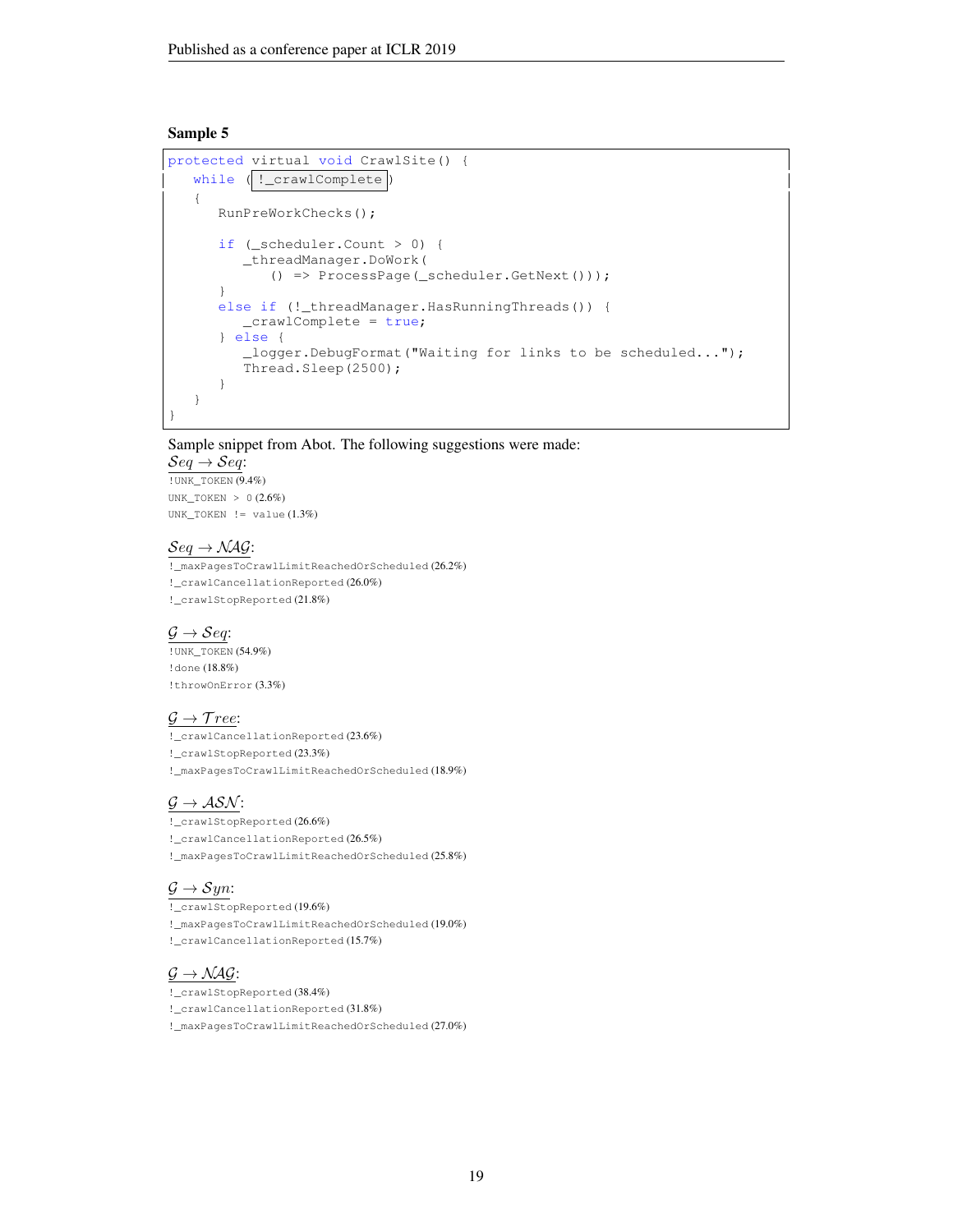**Sample 5**

```
protected virtual void CrawlSite() {
    while ( !_crawlComplete )
    {
        RunPreWorkChecks();

        if (_scheduler.Count > 0) {
            _threadManager.DoWork(
                () => ProcessPage(_scheduler.GetNext()));
        }
        else if (!_threadManager.HasRunningThreads()) {
            _crawlComplete = true;
        } else {
            _logger.DebugFormat("Waiting for links to be scheduled...");
            Thread.Sleep(2500);
        }
    }
}
```

Sample snippet from Abot. The following suggestions were made:

$\mathcal{S}eq \rightarrow \mathcal{S}eq$:

`!UNK_TOKEN` (9.4%)
`UNK_TOKEN > 0` (2.6%)
`UNK_TOKEN != value` (1.3%)

$\mathcal{S}eq \rightarrow \mathcal{NAG}$:

`!_maxPagesToCrawlLimitReachedOrScheduled` (26.2%)
`!_crawlCancellationReported` (26.0%)
`!_crawlStopReported` (21.8%)

$\mathcal{G} \rightarrow \mathcal{S}eq$:

`!UNK_TOKEN` (54.9%)
`!done` (18.8%)
`!throwOnError` (3.3%)

$\mathcal{G} \rightarrow \mathcal{T}ree$:

`!_crawlCancellationReported` (23.6%)
`!_crawlStopReported` (23.3%)
`!_maxPagesToCrawlLimitReachedOrScheduled` (18.9%)

$\mathcal{G} \rightarrow \mathcal{ASN}$:

`!_crawlStopReported` (26.6%)
`!_crawlCancellationReported` (26.5%)
`!_maxPagesToCrawlLimitReachedOrScheduled` (25.8%)

$\mathcal{G} \rightarrow \mathcal{S}yn$:

`!_crawlStopReported` (19.6%)
`!_maxPagesToCrawlLimitReachedOrScheduled` (19.0%)
`!_crawlCancellationReported` (15.7%)

$\mathcal{G} \rightarrow \mathcal{NAG}$:

`!_crawlStopReported` (38.4%)
`!_crawlCancellationReported` (31.8%)
`!_maxPagesToCrawlLimitReachedOrScheduled` (27.0%)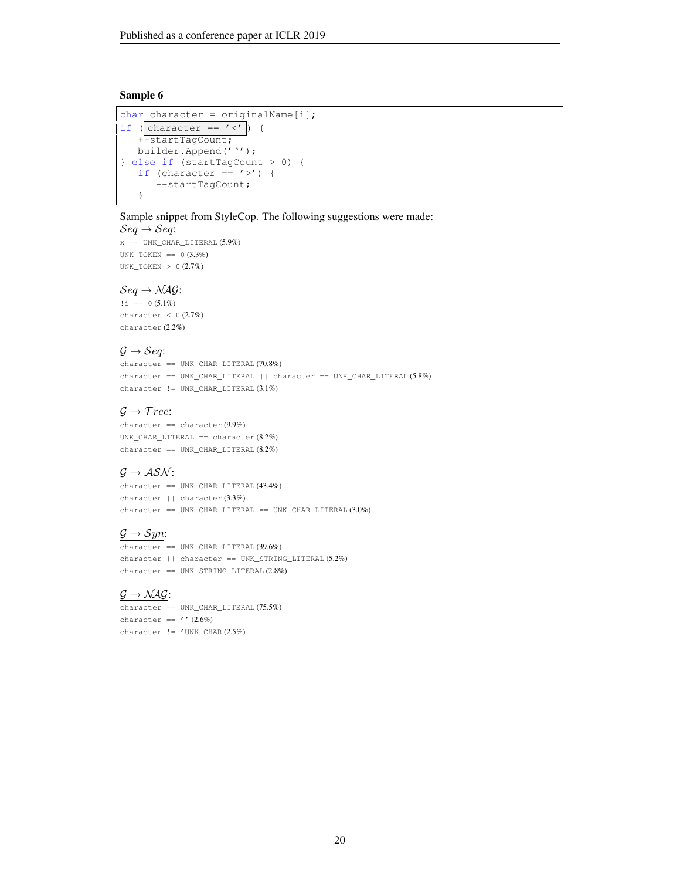### Sample 6

```
char character = originalName[i];
if (character == '<') {
   ++startTagCount;
   builder.Append('‘');
} else if (startTagCount > 0) {
   if (character == '>') {
      --startTagCount;
   }
```

Sample snippet from StyleCop. The following suggestions were made:

$\mathcal{S}eq \rightarrow \mathcal{S}eq$:

`x == UNK_CHAR_LITERAL` (5.9%)
`UNK_TOKEN == 0` (3.3%)
`UNK_TOKEN > 0` (2.7%)

$\mathcal{S}eq \rightarrow \mathcal{NAG}$:

`!i == 0` (5.1%)
`character < 0` (2.7%)
`character` (2.2%)

$\mathcal{G} \rightarrow \mathcal{S}eq$:

`character == UNK_CHAR_LITERAL` (70.8%)
`character == UNK_CHAR_LITERAL || character == UNK_CHAR_LITERAL` (5.8%)
`character != UNK_CHAR_LITERAL` (3.1%)

$\mathcal{G} \rightarrow \mathcal{T}ree$:

`character == character` (9.9%)
`UNK_CHAR_LITERAL == character` (8.2%)
`character == UNK_CHAR_LITERAL` (8.2%)

$\mathcal{G} \rightarrow \mathcal{ASN}$:

`character == UNK_CHAR_LITERAL` (43.4%)
`character || character` (3.3%)
`character == UNK_CHAR_LITERAL == UNK_CHAR_LITERAL` (3.0%)

$\mathcal{G} \rightarrow \mathcal{S}yn$:

`character == UNK_CHAR_LITERAL` (39.6%)
`character || character == UNK_STRING_LITERAL` (5.2%)
`character == UNK_STRING_LITERAL` (2.8%)

$\mathcal{G} \rightarrow \mathcal{NAG}$:

`character == UNK_CHAR_LITERAL` (75.5%)
`character == ''` (2.6%)
`character != 'UNK_CHAR` (2.5%)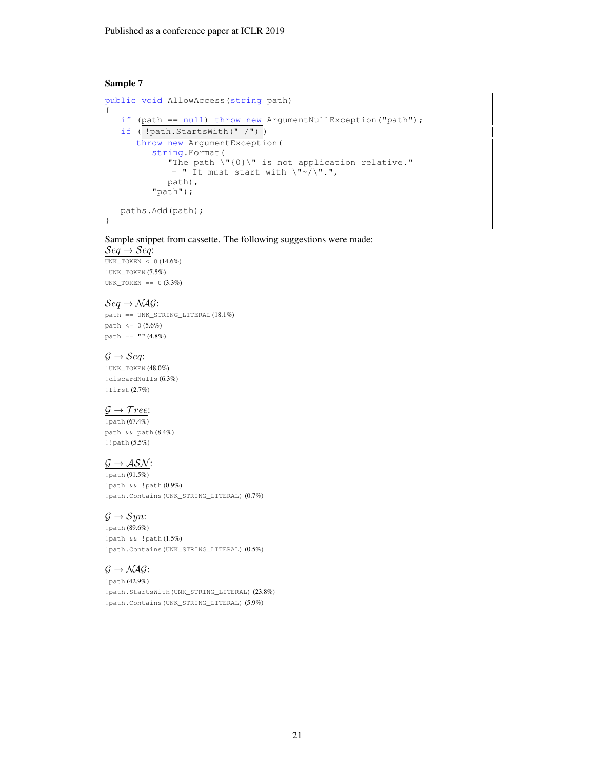**Sample 7**

```
public void AllowAccess(string path)
{
   if (path == null) throw new ArgumentNullException("path");
   if ( !path.StartsWith(" /") )
      throw new ArgumentException(
         string.Format(
            "The path \"{0}\" is not application relative."
             + " It must start with \"~/\".",
            path),
         "path");

   paths.Add(path);
}
```

Sample snippet from cassette. The following suggestions were made:

$\mathcal{S}eq \rightarrow \mathcal{S}eq$:
`UNK_TOKEN < 0` (14.6%)
`!UNK_TOKEN` (7.5%)
`UNK_TOKEN == 0` (3.3%)

$\mathcal{S}eq \rightarrow \mathcal{NAG}$:
`path == UNK_STRING_LITERAL` (18.1%)
`path <= 0` (5.6%)
`path == ""` (4.8%)

$\mathcal{G} \rightarrow \mathcal{S}eq$:
`!UNK_TOKEN` (48.0%)
`!discardNulls` (6.3%)
`!first` (2.7%)

$\mathcal{G} \rightarrow \mathcal{T}ree$:
`!path` (67.4%)
`path && path` (8.4%)
`!!path` (5.5%)

$\mathcal{G} \rightarrow \mathcal{ASN}$:
`!path` (91.5%)
`!path && !path` (0.9%)
`!path.Contains(UNK_STRING_LITERAL)` (0.7%)

$\mathcal{G} \rightarrow \mathcal{S}yn$:
`!path` (89.6%)
`!path && !path` (1.5%)
`!path.Contains(UNK_STRING_LITERAL)` (0.5%)

$\mathcal{G} \rightarrow \mathcal{NAG}$:
`!path` (42.9%)
`!path.StartsWith(UNK_STRING_LITERAL)` (23.8%)
`!path.Contains(UNK_STRING_LITERAL)` (5.9%)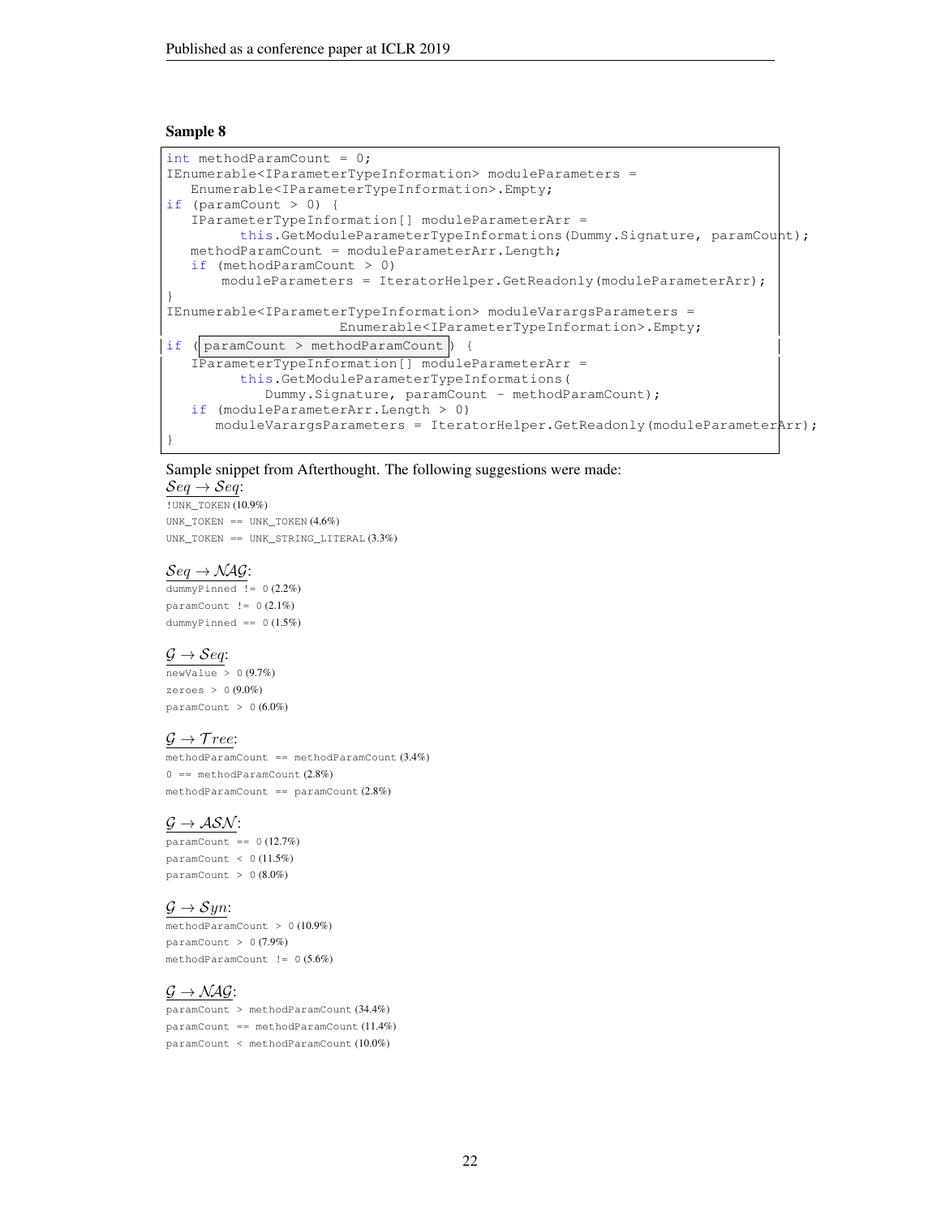### Sample 8

```
int methodParamCount = 0;
IEnumerable<IParameterTypeInformation> moduleParameters =
   Enumerable<IParameterTypeInformation>.Empty;
if (paramCount > 0) {
   IParameterTypeInformation[] moduleParameterArr =
         this.GetModuleParameterTypeInformations(Dummy.Signature, paramCount);
   methodParamCount = moduleParameterArr.Length;
   if (methodParamCount > 0)
       moduleParameters = IteratorHelper.GetReadonly(moduleParameterArr);
}
IEnumerable<IParameterTypeInformation> moduleVarargsParameters =
                     Enumerable<IParameterTypeInformation>.Empty;
if (paramCount > methodParamCount) {
   IParameterTypeInformation[] moduleParameterArr =
         this.GetModuleParameterTypeInformations(
            Dummy.Signature, paramCount - methodParamCount);
   if (moduleParameterArr.Length > 0)
      moduleVarargsParameters = IteratorHelper.GetReadonly(moduleParameterArr);
}
```

Sample snippet from Afterthought. The following suggestions were made:

$\mathcal{S}eq \to \mathcal{S}eq$:

`!UNK_TOKEN` (10.9%)
`UNK_TOKEN == UNK_TOKEN` (4.6%)
`UNK_TOKEN == UNK_STRING_LITERAL` (3.3%)

$\mathcal{S}eq \to \mathcal{NAG}$:

`dummyPinned != 0` (2.2%)
`paramCount != 0` (2.1%)
`dummyPinned == 0` (1.5%)

$\mathcal{G} \to \mathcal{S}eq$:

`newValue > 0` (9.7%)
`zeroes > 0` (9.0%)
`paramCount > 0` (6.0%)

$\mathcal{G} \to \mathcal{T}ree$:

`methodParamCount == methodParamCount` (3.4%)
`0 == methodParamCount` (2.8%)
`methodParamCount == paramCount` (2.8%)

$\mathcal{G} \to \mathcal{ASN}$:

`paramCount == 0` (12.7%)
`paramCount < 0` (11.5%)
`paramCount > 0` (8.0%)

$\mathcal{G} \to \mathcal{S}yn$:

`methodParamCount > 0` (10.9%)
`paramCount > 0` (7.9%)
`methodParamCount != 0` (5.6%)

$\mathcal{G} \to \mathcal{NAG}$:

`paramCount > methodParamCount` (34.4%)
`paramCount == methodParamCount` (11.4%)
`paramCount < methodParamCount` (10.0%)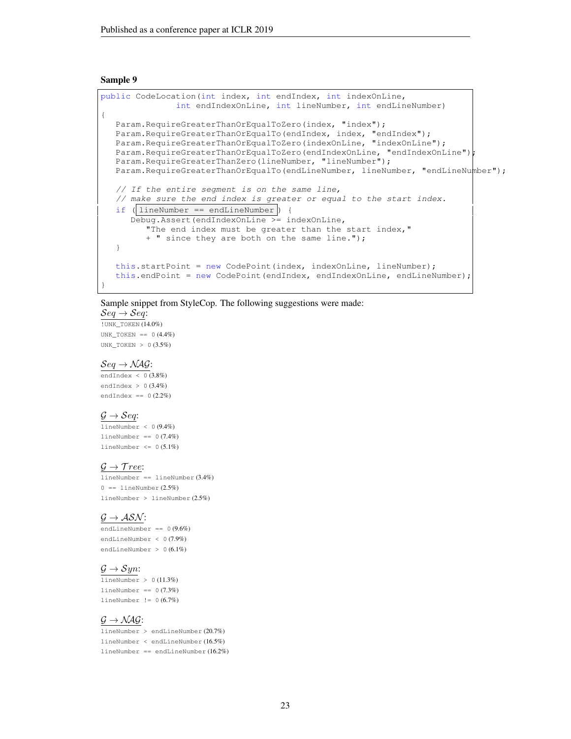### Sample 9

```
public CodeLocation(int index, int endIndex, int indexOnLine,
                    int endIndexOnLine, int lineNumber, int endLineNumber)
{
    Param.RequireGreaterThanOrEqualToZero(index, "index");
    Param.RequireGreaterThanOrEqualTo(endIndex, index, "endIndex");
    Param.RequireGreaterThanOrEqualToZero(indexOnLine, "indexOnLine");
    Param.RequireGreaterThanOrEqualToZero(endIndexOnLine, "endIndexOnLine");
    Param.RequireGreaterThanZero(lineNumber, "lineNumber");
    Param.RequireGreaterThanOrEqualTo(endLineNumber, lineNumber, "endLineNumber");

    // If the entire segment is on the same line,
    // make sure the end index is greater or equal to the start index.
    if (lineNumber == endLineNumber) {
        Debug.Assert(endIndexOnLine >= indexOnLine,
            "The end index must be greater than the start index,"
            + " since they are both on the same line.");
    }

    this.startPoint = new CodePoint(index, indexOnLine, lineNumber);
    this.endPoint = new CodePoint(endIndex, endIndexOnLine, endLineNumber);
}
```

Sample snippet from StyleCop. The following suggestions were made:

$\mathcal{S}eq \rightarrow \mathcal{S}eq$:
`!UNK_TOKEN` (14.0%)
`UNK_TOKEN == 0` (4.4%)
`UNK_TOKEN > 0` (3.5%)

$\mathcal{S}eq \rightarrow \mathcal{NAG}$:
`endIndex < 0` (3.8%)
`endIndex > 0` (3.4%)
`endIndex == 0` (2.2%)

$\mathcal{G} \rightarrow \mathcal{S}eq$:
`lineNumber < 0` (9.4%)
`lineNumber == 0` (7.4%)
`lineNumber <= 0` (5.1%)

$\mathcal{G} \rightarrow \mathcal{T}ree$:
`lineNumber == lineNumber` (3.4%)
`0 == lineNumber` (2.5%)
`lineNumber > lineNumber` (2.5%)

$\mathcal{G} \rightarrow \mathcal{ASN}$:
`endLineNumber == 0` (9.6%)
`endLineNumber < 0` (7.9%)
`endLineNumber > 0` (6.1%)

$\mathcal{G} \rightarrow \mathcal{S}yn$:
`lineNumber > 0` (11.3%)
`lineNumber == 0` (7.3%)
`lineNumber != 0` (6.7%)

$\mathcal{G} \rightarrow \mathcal{NAG}$:
`lineNumber > endLineNumber` (20.7%)
`lineNumber < endLineNumber` (16.5%)
`lineNumber == endLineNumber` (16.2%)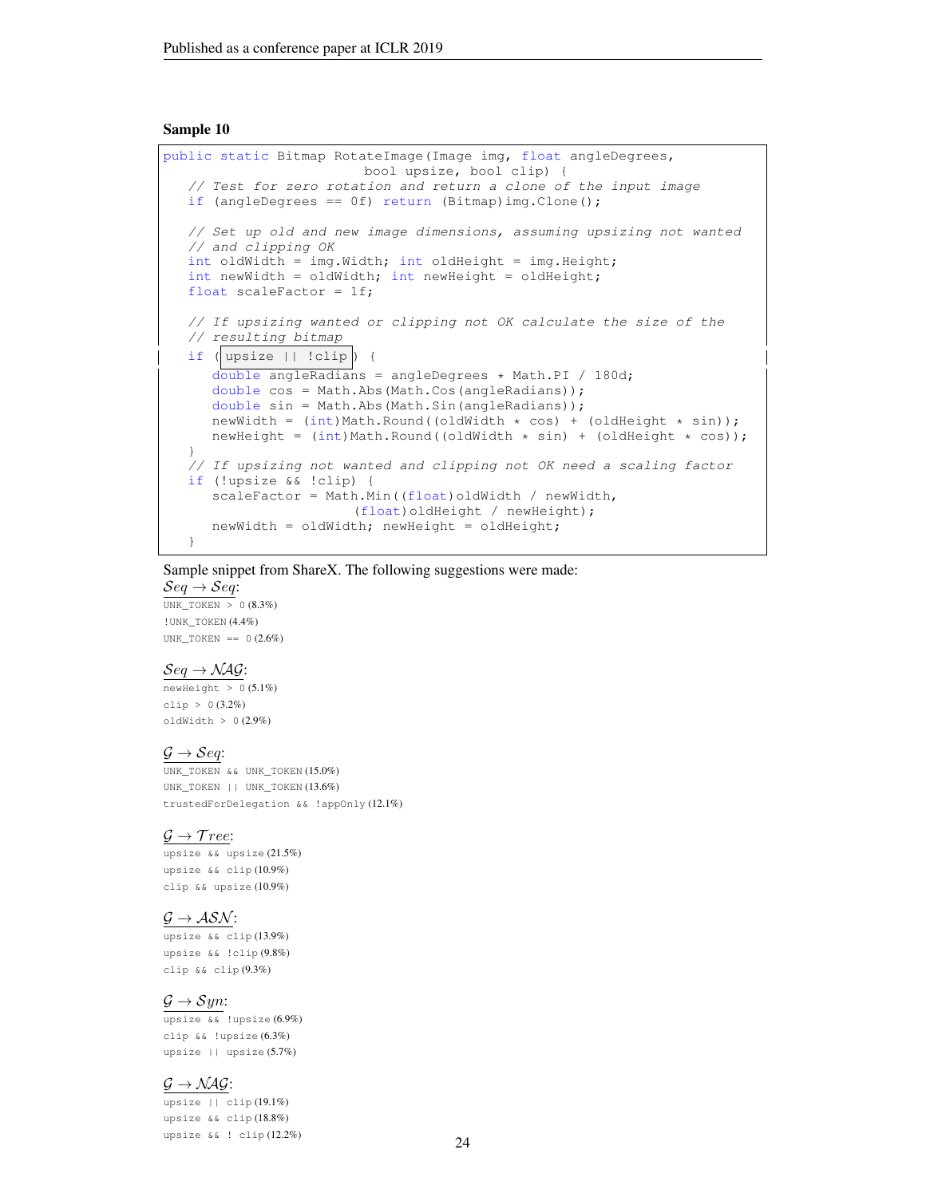### Sample 10

```
public static Bitmap RotateImage(Image img, float angleDegrees,
                        bool upsize, bool clip) {
   // Test for zero rotation and return a clone of the input image
   if (angleDegrees == 0f) return (Bitmap)img.Clone();

   // Set up old and new image dimensions, assuming upsizing not wanted
   // and clipping OK
   int oldWidth = img.Width; int oldHeight = img.Height;
   int newWidth = oldWidth; int newHeight = oldHeight;
   float scaleFactor = 1f;

   // If upsizing wanted or clipping not OK calculate the size of the
   // resulting bitmap
   if (upsize || !clip) {
      double angleRadians = angleDegrees * Math.PI / 180d;
      double cos = Math.Abs(Math.Cos(angleRadians));
      double sin = Math.Abs(Math.Sin(angleRadians));
      newWidth = (int)Math.Round((oldWidth * cos) + (oldHeight * sin));
      newHeight = (int)Math.Round((oldWidth * sin) + (oldHeight * cos));
   }
   // If upsizing not wanted and clipping not OK need a scaling factor
   if (!upsize && !clip) {
      scaleFactor = Math.Min((float)oldWidth / newWidth,
                       (float)oldHeight / newHeight);
      newWidth = oldWidth; newHeight = oldHeight;
   }
```

Sample snippet from ShareX. The following suggestions were made:

$\mathcal{S}eq \rightarrow \mathcal{S}eq$:
`UNK_TOKEN > 0` (8.3%)
`!UNK_TOKEN` (4.4%)
`UNK_TOKEN == 0` (2.6%)

$\mathcal{S}eq \rightarrow \mathcal{NAG}$:
`newHeight > 0` (5.1%)
`clip > 0` (3.2%)
`oldWidth > 0` (2.9%)

$\mathcal{G} \rightarrow \mathcal{S}eq$:
`UNK_TOKEN && UNK_TOKEN` (15.0%)
`UNK_TOKEN || UNK_TOKEN` (13.6%)
`trustedForDelegation && !appOnly` (12.1%)

$\mathcal{G} \rightarrow \mathcal{T}ree$:
`upsize && upsize` (21.5%)
`upsize && clip` (10.9%)
`clip && upsize` (10.9%)

$\mathcal{G} \rightarrow \mathcal{ASN}$:
`upsize && clip` (13.9%)
`upsize && !clip` (9.8%)
`clip && clip` (9.3%)

$\mathcal{G} \rightarrow \mathcal{S}yn$:
`upsize && !upsize` (6.9%)
`clip && !upsize` (6.3%)
`upsize || upsize` (5.7%)

$\mathcal{G} \rightarrow \mathcal{NAG}$:
`upsize || clip` (19.1%)
`upsize && clip` (18.8%)
`upsize && ! clip` (12.2%)